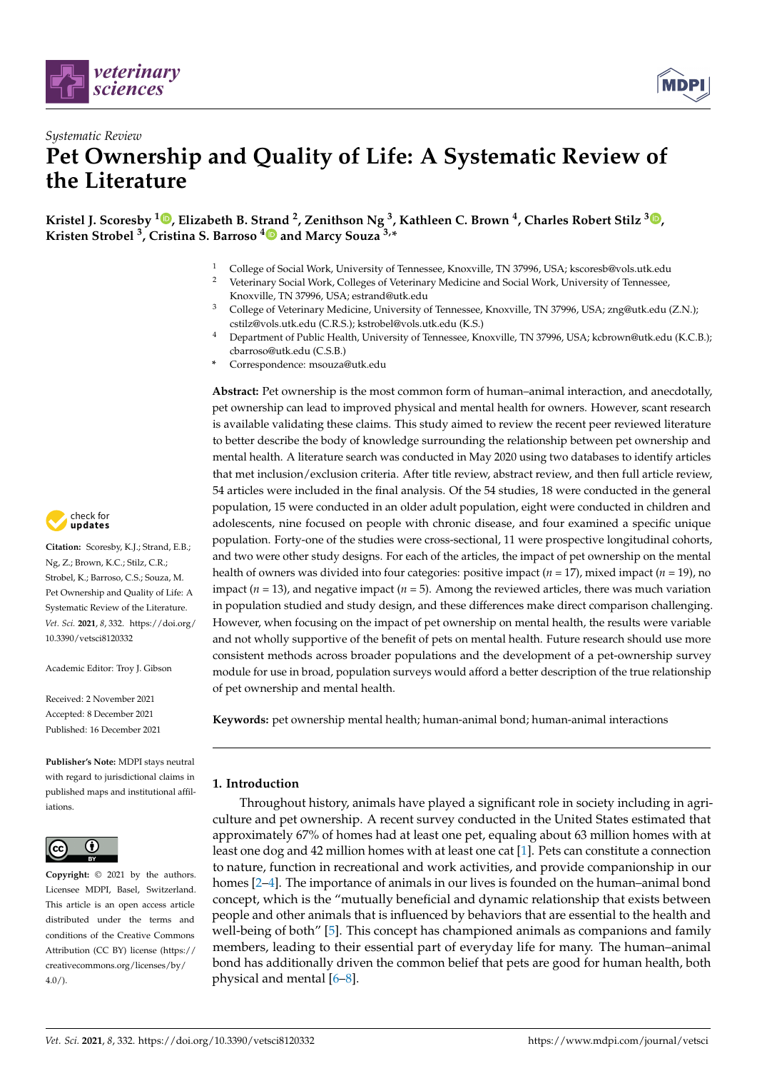*Systematic Review*

# Pet Ownership and Quality of Life: A Systematic Review of the Literature

**Kristel J. Scoresby [1], Elizabeth B. Strand [2], Zenithson Ng [3], Kathleen C. Brown [4], Charles Robert Stilz [3], Kristen Strobel [3], Cristina S. Barroso [4] and Marcy Souza [3,*]**

[1] College of Social Work, University of Tennessee, Knoxville, TN 37996, USA; kscoresb@vols.utk.edu
[2] Veterinary Social Work, Colleges of Veterinary Medicine and Social Work, University of Tennessee, Knoxville, TN 37996, USA; estrand@utk.edu
[3] College of Veterinary Medicine, University of Tennessee, Knoxville, TN 37996, USA; zng@utk.edu (Z.N.); cstilz@vols.utk.edu (C.R.S.); kstrobel@vols.utk.edu (K.S.)
[4] Department of Public Health, University of Tennessee, Knoxville, TN 37996, USA; kcbrown@utk.edu (K.C.B.); cbarroso@utk.edu (C.S.B.)
* Correspondence: msouza@utk.edu

**Abstract:** Pet ownership is the most common form of human–animal interaction, and anecdotally, pet ownership can lead to improved physical and mental health for owners. However, scant research is available validating these claims. This study aimed to review the recent peer reviewed literature to better describe the body of knowledge surrounding the relationship between pet ownership and mental health. A literature search was conducted in May 2020 using two databases to identify articles that met inclusion/exclusion criteria. After title review, abstract review, and then full article review, 54 articles were included in the final analysis. Of the 54 studies, 18 were conducted in the general population, 15 were conducted in an older adult population, eight were conducted in children and adolescents, nine focused on people with chronic disease, and four examined a specific unique population. Forty-one of the studies were cross-sectional, 11 were prospective longitudinal cohorts, and two were other study designs. For each of the articles, the impact of pet ownership on the mental health of owners was divided into four categories: positive impact ($n$ = 17), mixed impact ($n$ = 19), no impact ($n$ = 13), and negative impact ($n$ = 5). Among the reviewed articles, there was much variation in population studied and study design, and these differences make direct comparison challenging. However, when focusing on the impact of pet ownership on mental health, the results were variable and not wholly supportive of the benefit of pets on mental health. Future research should use more consistent methods across broader populations and the development of a pet-ownership survey module for use in broad, population surveys would afford a better description of the true relationship of pet ownership and mental health.

**Keywords:** pet ownership mental health; human-animal bond; human-animal interactions

**Citation:** Scoresby, K.J.; Strand, E.B.; Ng, Z.; Brown, K.C.; Stilz, C.R.; Strobel, K.; Barroso, C.S.; Souza, M. Pet Ownership and Quality of Life: A Systematic Review of the Literature. *Vet. Sci.* **2021**, *8*, 332. https://doi.org/10.3390/vetsci8120332

Academic Editor: Troy J. Gibson

Received: 2 November 2021
Accepted: 8 December 2021
Published: 16 December 2021

**Publisher's Note:** MDPI stays neutral with regard to jurisdictional claims in published maps and institutional affiliations.

**Copyright:** © 2021 by the authors. Licensee MDPI, Basel, Switzerland. This article is an open access article distributed under the terms and conditions of the Creative Commons Attribution (CC BY) license (https://creativecommons.org/licenses/by/4.0/).

## 1. Introduction

Throughout history, animals have played a significant role in society including in agriculture and pet ownership. A recent survey conducted in the United States estimated that approximately 67% of homes had at least one pet, equaling about 63 million homes with at least one dog and 42 million homes with at least one cat [1]. Pets can constitute a connection to nature, function in recreational and work activities, and provide companionship in our homes [2–4]. The importance of animals in our lives is founded on the human–animal bond concept, which is the "mutually beneficial and dynamic relationship that exists between people and other animals that is influenced by behaviors that are essential to the health and well-being of both" [5]. This concept has championed animals as companions and family members, leading to their essential part of everyday life for many. The human–animal bond has additionally driven the common belief that pets are good for human health, both physical and mental [6–8].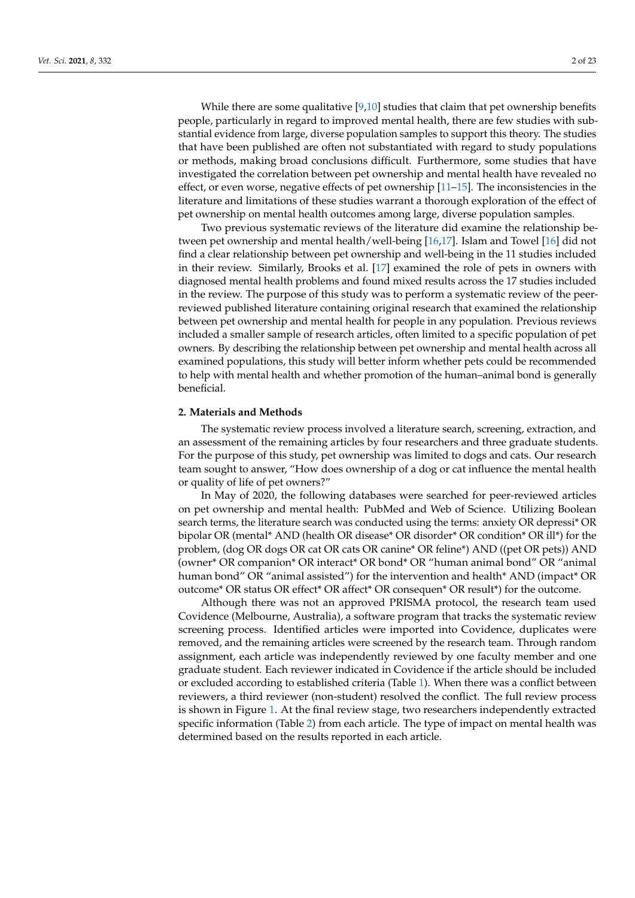While there are some qualitative [9,10] studies that claim that pet ownership benefits people, particularly in regard to improved mental health, there are few studies with substantial evidence from large, diverse population samples to support this theory. The studies that have been published are often not substantiated with regard to study populations or methods, making broad conclusions difficult. Furthermore, some studies that have investigated the correlation between pet ownership and mental health have revealed no effect, or even worse, negative effects of pet ownership [11–15]. The inconsistencies in the literature and limitations of these studies warrant a thorough exploration of the effect of pet ownership on mental health outcomes among large, diverse population samples.

Two previous systematic reviews of the literature did examine the relationship between pet ownership and mental health/well-being [16,17]. Islam and Towel [16] did not find a clear relationship between pet ownership and well-being in the 11 studies included in their review. Similarly, Brooks et al. [17] examined the role of pets in owners with diagnosed mental health problems and found mixed results across the 17 studies included in the review. The purpose of this study was to perform a systematic review of the peer-reviewed published literature containing original research that examined the relationship between pet ownership and mental health for people in any population. Previous reviews included a smaller sample of research articles, often limited to a specific population of pet owners. By describing the relationship between pet ownership and mental health across all examined populations, this study will better inform whether pets could be recommended to help with mental health and whether promotion of the human–animal bond is generally beneficial.

## 2. Materials and Methods

The systematic review process involved a literature search, screening, extraction, and an assessment of the remaining articles by four researchers and three graduate students. For the purpose of this study, pet ownership was limited to dogs and cats. Our research team sought to answer, "How does ownership of a dog or cat influence the mental health or quality of life of pet owners?"

In May of 2020, the following databases were searched for peer-reviewed articles on pet ownership and mental health: PubMed and Web of Science. Utilizing Boolean search terms, the literature search was conducted using the terms: anxiety OR depressi* OR bipolar OR (mental* AND (health OR disease* OR disorder* OR condition* OR ill*) for the problem, (dog OR dogs OR cat OR cats OR canine* OR feline*) AND ((pet OR pets)) AND (owner* OR companion* OR interact* OR bond* OR "human animal bond" OR "animal human bond" OR "animal assisted") for the intervention and health* AND (impact* OR outcome* OR status OR effect* OR affect* OR consequen* OR result*) for the outcome.

Although there was not an approved PRISMA protocol, the research team used Covidence (Melbourne, Australia), a software program that tracks the systematic review screening process. Identified articles were imported into Covidence, duplicates were removed, and the remaining articles were screened by the research team. Through random assignment, each article was independently reviewed by one faculty member and one graduate student. Each reviewer indicated in Covidence if the article should be included or excluded according to established criteria (Table 1). When there was a conflict between reviewers, a third reviewer (non-student) resolved the conflict. The full review process is shown in Figure 1. At the final review stage, two researchers independently extracted specific information (Table 2) from each article. The type of impact on mental health was determined based on the results reported in each article.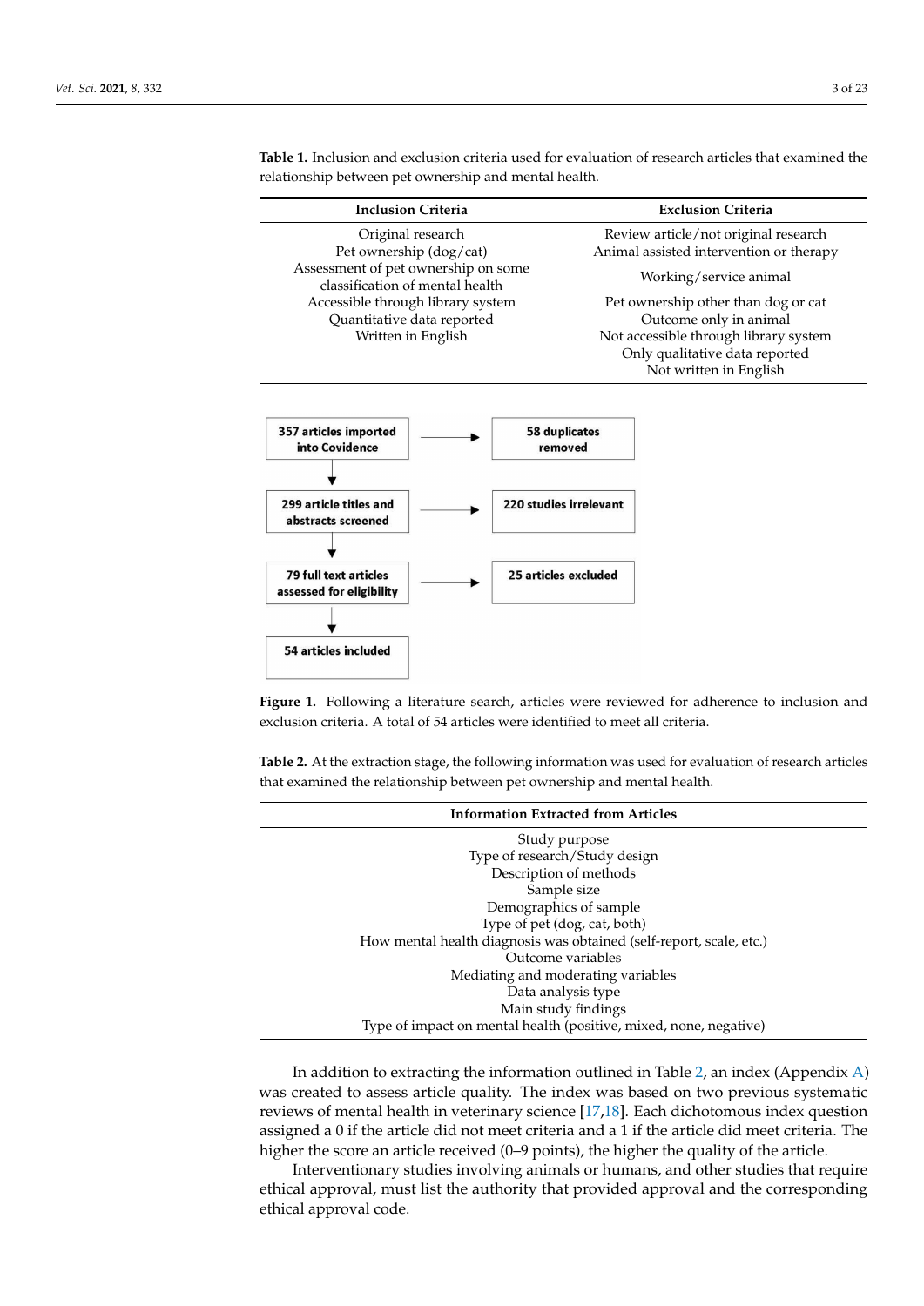**Table 1.** Inclusion and exclusion criteria used for evaluation of research articles that examined the relationship between pet ownership and mental health.

| Inclusion Criteria | Exclusion Criteria |
|---|---|
| Original research | Review article/not original research |
| Pet ownership (dog/cat) | Animal assisted intervention or therapy |
| Assessment of pet ownership on some classification of mental health | Working/service animal |
| Accessible through library system | Pet ownership other than dog or cat |
| Quantitative data reported | Outcome only in animal |
| Written in English | Not accessible through library system |
| | Only qualitative data reported |
| | Not written in English |

357 articles imported into Covidence → 58 duplicates removed

299 article titles and abstracts screened → 220 studies irrelevant

79 full text articles assessed for eligibility → 25 articles excluded

54 articles included

**Figure 1.** Following a literature search, articles were reviewed for adherence to inclusion and exclusion criteria. A total of 54 articles were identified to meet all criteria.

**Table 2.** At the extraction stage, the following information was used for evaluation of research articles that examined the relationship between pet ownership and mental health.

| Information Extracted from Articles |
|---|
| Study purpose |
| Type of research/Study design |
| Description of methods |
| Sample size |
| Demographics of sample |
| Type of pet (dog, cat, both) |
| How mental health diagnosis was obtained (self-report, scale, etc.) |
| Outcome variables |
| Mediating and moderating variables |
| Data analysis type |
| Main study findings |
| Type of impact on mental health (positive, mixed, none, negative) |

In addition to extracting the information outlined in Table 2, an index (Appendix A) was created to assess article quality. The index was based on two previous systematic reviews of mental health in veterinary science [17,18]. Each dichotomous index question assigned a 0 if the article did not meet criteria and a 1 if the article did meet criteria. The higher the score an article received (0–9 points), the higher the quality of the article.

Interventionary studies involving animals or humans, and other studies that require ethical approval, must list the authority that provided approval and the corresponding ethical approval code.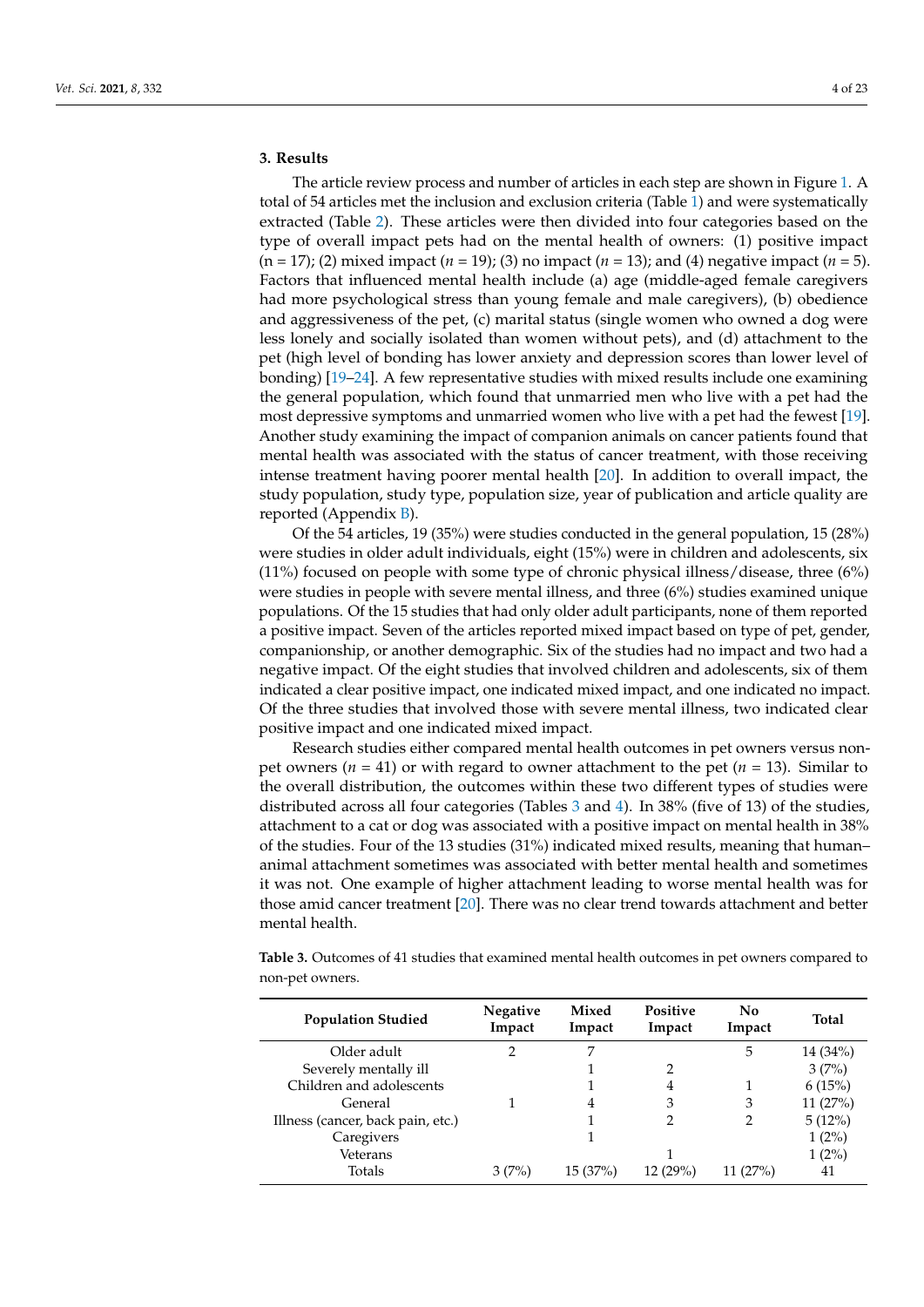## 3. Results

The article review process and number of articles in each step are shown in Figure 1. A total of 54 articles met the inclusion and exclusion criteria (Table 1) and were systematically extracted (Table 2). These articles were then divided into four categories based on the type of overall impact pets had on the mental health of owners: (1) positive impact (n = 17); (2) mixed impact (*n* = 19); (3) no impact (*n* = 13); and (4) negative impact (*n* = 5). Factors that influenced mental health include (a) age (middle-aged female caregivers had more psychological stress than young female and male caregivers), (b) obedience and aggressiveness of the pet, (c) marital status (single women who owned a dog were less lonely and socially isolated than women without pets), and (d) attachment to the pet (high level of bonding has lower anxiety and depression scores than lower level of bonding) [19–24]. A few representative studies with mixed results include one examining the general population, which found that unmarried men who live with a pet had the most depressive symptoms and unmarried women who live with a pet had the fewest [19]. Another study examining the impact of companion animals on cancer patients found that mental health was associated with the status of cancer treatment, with those receiving intense treatment having poorer mental health [20]. In addition to overall impact, the study population, study type, population size, year of publication and article quality are reported (Appendix B).

Of the 54 articles, 19 (35%) were studies conducted in the general population, 15 (28%) were studies in older adult individuals, eight (15%) were in children and adolescents, six (11%) focused on people with some type of chronic physical illness/disease, three (6%) were studies in people with severe mental illness, and three (6%) studies examined unique populations. Of the 15 studies that had only older adult participants, none of them reported a positive impact. Seven of the articles reported mixed impact based on type of pet, gender, companionship, or another demographic. Six of the studies had no impact and two had a negative impact. Of the eight studies that involved children and adolescents, six of them indicated a clear positive impact, one indicated mixed impact, and one indicated no impact. Of the three studies that involved those with severe mental illness, two indicated clear positive impact and one indicated mixed impact.

Research studies either compared mental health outcomes in pet owners versus non-pet owners (*n* = 41) or with regard to owner attachment to the pet (*n* = 13). Similar to the overall distribution, the outcomes within these two different types of studies were distributed across all four categories (Tables 3 and 4). In 38% (five of 13) of the studies, attachment to a cat or dog was associated with a positive impact on mental health in 38% of the studies. Four of the 13 studies (31%) indicated mixed results, meaning that human–animal attachment sometimes was associated with better mental health and sometimes it was not. One example of higher attachment leading to worse mental health was for those amid cancer treatment [20]. There was no clear trend towards attachment and better mental health.

**Table 3.** Outcomes of 41 studies that examined mental health outcomes in pet owners compared to non-pet owners.

| Population Studied | Negative Impact | Mixed Impact | Positive Impact | No Impact | Total |
|---|---|---|---|---|---|
| Older adult | 2 | 7 | | 5 | 14 (34%) |
| Severely mentally ill | | 1 | 2 | | 3 (7%) |
| Children and adolescents | | 1 | 4 | 1 | 6 (15%) |
| General | 1 | 4 | 3 | 3 | 11 (27%) |
| Illness (cancer, back pain, etc.) | | 1 | 2 | 2 | 5 (12%) |
| Caregivers | | 1 | | | 1 (2%) |
| Veterans | | | 1 | | 1 (2%) |
| Totals | 3 (7%) | 15 (37%) | 12 (29%) | 11 (27%) | 41 |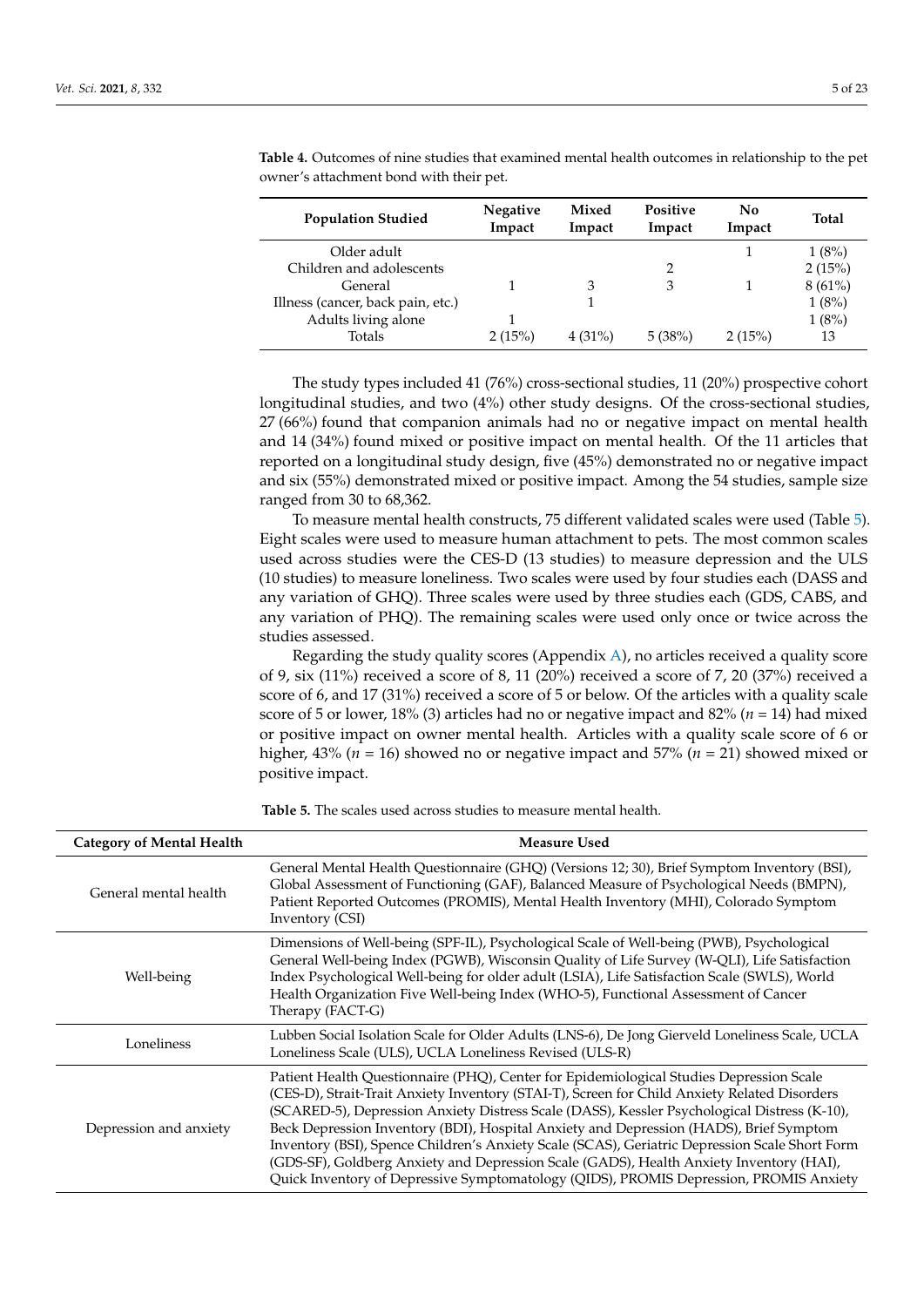**Table 4.** Outcomes of nine studies that examined mental health outcomes in relationship to the pet owner's attachment bond with their pet.

| Population Studied | Negative Impact | Mixed Impact | Positive Impact | No Impact | Total |
|---|---|---|---|---|---|
| Older adult | | | | 1 | 1 (8%) |
| Children and adolescents | | | 2 | | 2 (15%) |
| General | 1 | 3 | 3 | 1 | 8 (61%) |
| Illness (cancer, back pain, etc.) | | 1 | | | 1 (8%) |
| Adults living alone | 1 | | | | 1 (8%) |
| Totals | 2 (15%) | 4 (31%) | 5 (38%) | 2 (15%) | 13 |

The study types included 41 (76%) cross-sectional studies, 11 (20%) prospective cohort longitudinal studies, and two (4%) other study designs. Of the cross-sectional studies, 27 (66%) found that companion animals had no or negative impact on mental health and 14 (34%) found mixed or positive impact on mental health. Of the 11 articles that reported on a longitudinal study design, five (45%) demonstrated no or negative impact and six (55%) demonstrated mixed or positive impact. Among the 54 studies, sample size ranged from 30 to 68,362.

To measure mental health constructs, 75 different validated scales were used (Table 5). Eight scales were used to measure human attachment to pets. The most common scales used across studies were the CES-D (13 studies) to measure depression and the ULS (10 studies) to measure loneliness. Two scales were used by four studies each (DASS and any variation of GHQ). Three scales were used by three studies each (GDS, CABS, and any variation of PHQ). The remaining scales were used only once or twice across the studies assessed.

Regarding the study quality scores (Appendix A), no articles received a quality score of 9, six (11%) received a score of 8, 11 (20%) received a score of 7, 20 (37%) received a score of 6, and 17 (31%) received a score of 5 or below. Of the articles with a quality scale score of 5 or lower, 18% (3) articles had no or negative impact and 82% ($n$ = 14) had mixed or positive impact on owner mental health. Articles with a quality scale score of 6 or higher, 43% ($n$ = 16) showed no or negative impact and 57% ($n$ = 21) showed mixed or positive impact.

**Table 5.** The scales used across studies to measure mental health.

| Category of Mental Health | Measure Used |
|---|---|
| General mental health | General Mental Health Questionnaire (GHQ) (Versions 12; 30), Brief Symptom Inventory (BSI), Global Assessment of Functioning (GAF), Balanced Measure of Psychological Needs (BMPN), Patient Reported Outcomes (PROMIS), Mental Health Inventory (MHI), Colorado Symptom Inventory (CSI) |
| Well-being | Dimensions of Well-being (SPF-IL), Psychological Scale of Well-being (PWB), Psychological General Well-being Index (PGWB), Wisconsin Quality of Life Survey (W-QLI), Life Satisfaction Index Psychological Well-being for older adult (LSIA), Life Satisfaction Scale (SWLS), World Health Organization Five Well-being Index (WHO-5), Functional Assessment of Cancer Therapy (FACT-G) |
| Loneliness | Lubben Social Isolation Scale for Older Adults (LNS-6), De Jong Gierveld Loneliness Scale, UCLA Loneliness Scale (ULS), UCLA Loneliness Revised (ULS-R) |
| Depression and anxiety | Patient Health Questionnaire (PHQ), Center for Epidemiological Studies Depression Scale (CES-D), Strait-Trait Anxiety Inventory (STAI-T), Screen for Child Anxiety Related Disorders (SCARED-5), Depression Anxiety Distress Scale (DASS), Kessler Psychological Distress (K-10), Beck Depression Inventory (BDI), Hospital Anxiety and Depression (HADS), Brief Symptom Inventory (BSI), Spence Children's Anxiety Scale (SCAS), Geriatric Depression Scale Short Form (GDS-SF), Goldberg Anxiety and Depression Scale (GADS), Health Anxiety Inventory (HAI), Quick Inventory of Depressive Symptomatology (QIDS), PROMIS Depression, PROMIS Anxiety |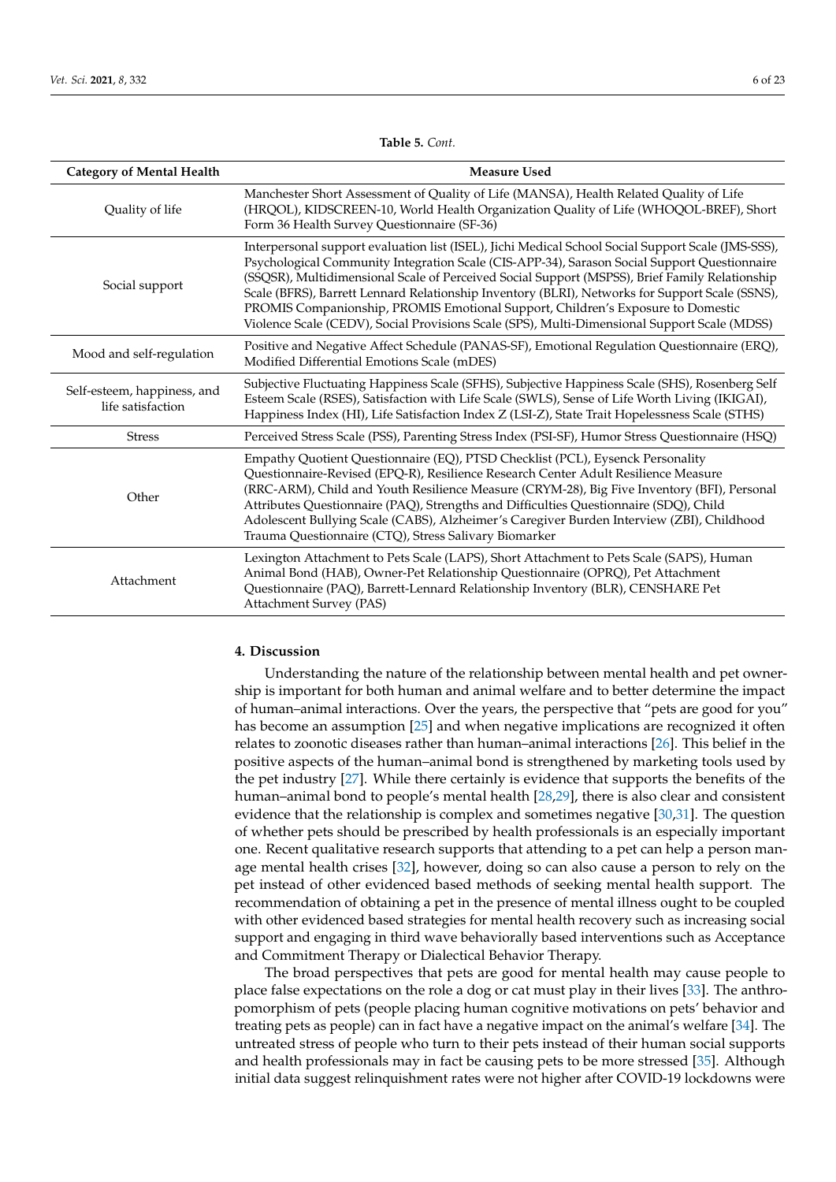**Table 5.** *Cont.*

| Category of Mental Health | Measure Used |
|---|---|
| Quality of life | Manchester Short Assessment of Quality of Life (MANSA), Health Related Quality of Life (HRQOL), KIDSCREEN-10, World Health Organization Quality of Life (WHOQOL-BREF), Short Form 36 Health Survey Questionnaire (SF-36) |
| Social support | Interpersonal support evaluation list (ISEL), Jichi Medical School Social Support Scale (JMS-SSS), Psychological Community Integration Scale (CIS-APP-34), Sarason Social Support Questionnaire (SSQSR), Multidimensional Scale of Perceived Social Support (MSPSS), Brief Family Relationship Scale (BFRS), Barrett Lennard Relationship Inventory (BLRI), Networks for Support Scale (SSNS), PROMIS Companionship, PROMIS Emotional Support, Children's Exposure to Domestic Violence Scale (CEDV), Social Provisions Scale (SPS), Multi-Dimensional Support Scale (MDSS) |
| Mood and self-regulation | Positive and Negative Affect Schedule (PANAS-SF), Emotional Regulation Questionnaire (ERQ), Modified Differential Emotions Scale (mDES) |
| Self-esteem, happiness, and life satisfaction | Subjective Fluctuating Happiness Scale (SFHS), Subjective Happiness Scale (SHS), Rosenberg Self Esteem Scale (RSES), Satisfaction with Life Scale (SWLS), Sense of Life Worth Living (IKIGAI), Happiness Index (HI), Life Satisfaction Index Z (LSI-Z), State Trait Hopelessness Scale (STHS) |
| Stress | Perceived Stress Scale (PSS), Parenting Stress Index (PSI-SF), Humor Stress Questionnaire (HSQ) |
| Other | Empathy Quotient Questionnaire (EQ), PTSD Checklist (PCL), Eysenck Personality Questionnaire-Revised (EPQ-R), Resilience Research Center Adult Resilience Measure (RRC-ARM), Child and Youth Resilience Measure (CRYM-28), Big Five Inventory (BFI), Personal Attributes Questionnaire (PAQ), Strengths and Difficulties Questionnaire (SDQ), Child Adolescent Bullying Scale (CABS), Alzheimer's Caregiver Burden Interview (ZBI), Childhood Trauma Questionnaire (CTQ), Stress Salivary Biomarker |
| Attachment | Lexington Attachment to Pets Scale (LAPS), Short Attachment to Pets Scale (SAPS), Human Animal Bond (HAB), Owner-Pet Relationship Questionnaire (OPRQ), Pet Attachment Questionnaire (PAQ), Barrett-Lennard Relationship Inventory (BLR), CENSHARE Pet Attachment Survey (PAS) |

## 4. Discussion

Understanding the nature of the relationship between mental health and pet ownership is important for both human and animal welfare and to better determine the impact of human–animal interactions. Over the years, the perspective that "pets are good for you" has become an assumption [25] and when negative implications are recognized it often relates to zoonotic diseases rather than human–animal interactions [26]. This belief in the positive aspects of the human–animal bond is strengthened by marketing tools used by the pet industry [27]. While there certainly is evidence that supports the benefits of the human–animal bond to people's mental health [28,29], there is also clear and consistent evidence that the relationship is complex and sometimes negative [30,31]. The question of whether pets should be prescribed by health professionals is an especially important one. Recent qualitative research supports that attending to a pet can help a person manage mental health crises [32], however, doing so can also cause a person to rely on the pet instead of other evidenced based methods of seeking mental health support. The recommendation of obtaining a pet in the presence of mental illness ought to be coupled with other evidenced based strategies for mental health recovery such as increasing social support and engaging in third wave behaviorally based interventions such as Acceptance and Commitment Therapy or Dialectical Behavior Therapy.

The broad perspectives that pets are good for mental health may cause people to place false expectations on the role a dog or cat must play in their lives [33]. The anthropomorphism of pets (people placing human cognitive motivations on pets' behavior and treating pets as people) can in fact have a negative impact on the animal's welfare [34]. The untreated stress of people who turn to their pets instead of their human social supports and health professionals may in fact be causing pets to be more stressed [35]. Although initial data suggest relinquishment rates were not higher after COVID-19 lockdowns were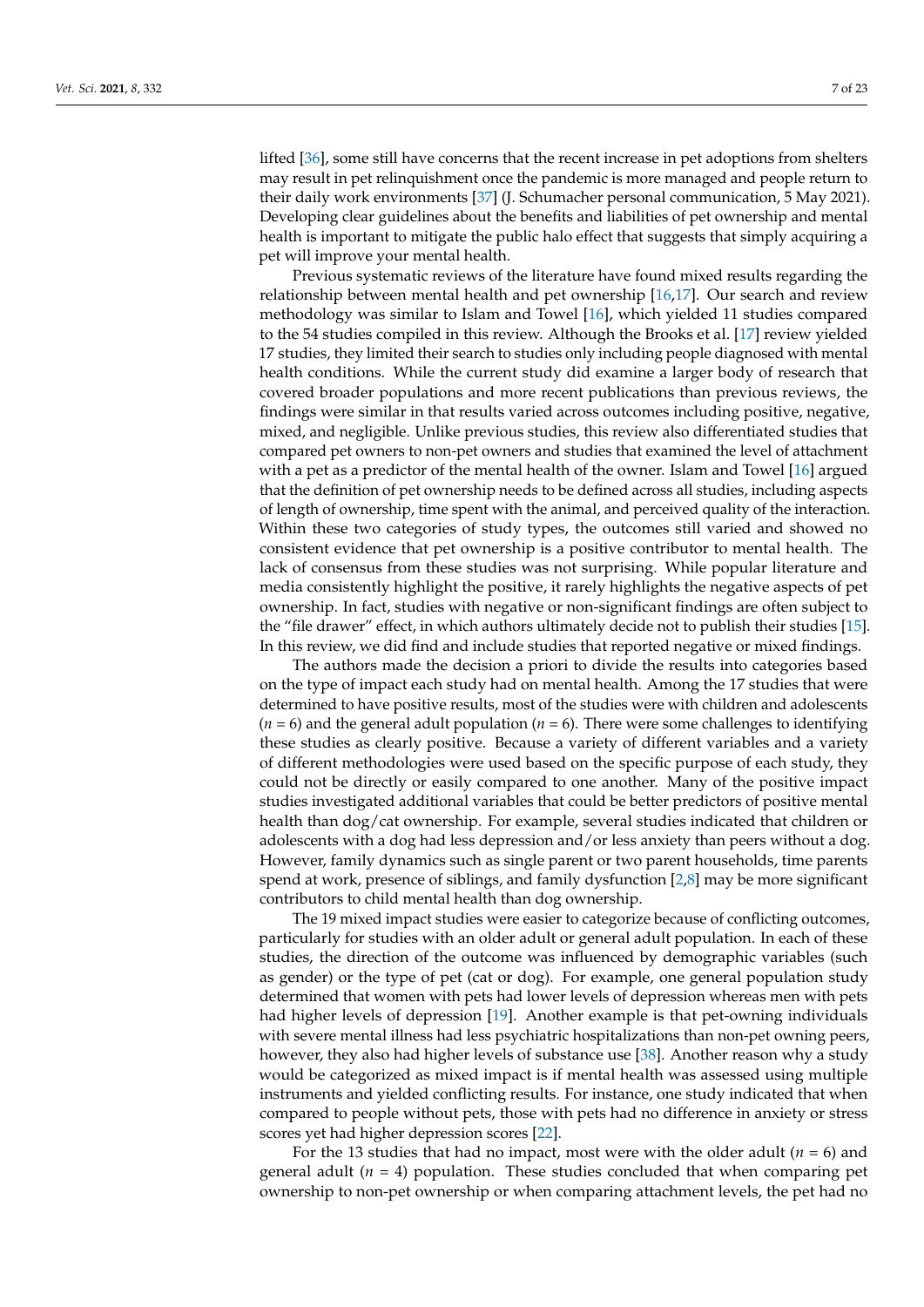lifted [36], some still have concerns that the recent increase in pet adoptions from shelters may result in pet relinquishment once the pandemic is more managed and people return to their daily work environments [37] (J. Schumacher personal communication, 5 May 2021). Developing clear guidelines about the benefits and liabilities of pet ownership and mental health is important to mitigate the public halo effect that suggests that simply acquiring a pet will improve your mental health.

Previous systematic reviews of the literature have found mixed results regarding the relationship between mental health and pet ownership [16,17]. Our search and review methodology was similar to Islam and Towel [16], which yielded 11 studies compared to the 54 studies compiled in this review. Although the Brooks et al. [17] review yielded 17 studies, they limited their search to studies only including people diagnosed with mental health conditions. While the current study did examine a larger body of research that covered broader populations and more recent publications than previous reviews, the findings were similar in that results varied across outcomes including positive, negative, mixed, and negligible. Unlike previous studies, this review also differentiated studies that compared pet owners to non-pet owners and studies that examined the level of attachment with a pet as a predictor of the mental health of the owner. Islam and Towel [16] argued that the definition of pet ownership needs to be defined across all studies, including aspects of length of ownership, time spent with the animal, and perceived quality of the interaction. Within these two categories of study types, the outcomes still varied and showed no consistent evidence that pet ownership is a positive contributor to mental health. The lack of consensus from these studies was not surprising. While popular literature and media consistently highlight the positive, it rarely highlights the negative aspects of pet ownership. In fact, studies with negative or non-significant findings are often subject to the "file drawer" effect, in which authors ultimately decide not to publish their studies [15]. In this review, we did find and include studies that reported negative or mixed findings.

The authors made the decision a priori to divide the results into categories based on the type of impact each study had on mental health. Among the 17 studies that were determined to have positive results, most of the studies were with children and adolescents ($n$ = 6) and the general adult population ($n$ = 6). There were some challenges to identifying these studies as clearly positive. Because a variety of different variables and a variety of different methodologies were used based on the specific purpose of each study, they could not be directly or easily compared to one another. Many of the positive impact studies investigated additional variables that could be better predictors of positive mental health than dog/cat ownership. For example, several studies indicated that children or adolescents with a dog had less depression and/or less anxiety than peers without a dog. However, family dynamics such as single parent or two parent households, time parents spend at work, presence of siblings, and family dysfunction [2,8] may be more significant contributors to child mental health than dog ownership.

The 19 mixed impact studies were easier to categorize because of conflicting outcomes, particularly for studies with an older adult or general adult population. In each of these studies, the direction of the outcome was influenced by demographic variables (such as gender) or the type of pet (cat or dog). For example, one general population study determined that women with pets had lower levels of depression whereas men with pets had higher levels of depression [19]. Another example is that pet-owning individuals with severe mental illness had less psychiatric hospitalizations than non-pet owning peers, however, they also had higher levels of substance use [38]. Another reason why a study would be categorized as mixed impact is if mental health was assessed using multiple instruments and yielded conflicting results. For instance, one study indicated that when compared to people without pets, those with pets had no difference in anxiety or stress scores yet had higher depression scores [22].

For the 13 studies that had no impact, most were with the older adult ($n$ = 6) and general adult ($n$ = 4) population. These studies concluded that when comparing pet ownership to non-pet ownership or when comparing attachment levels, the pet had no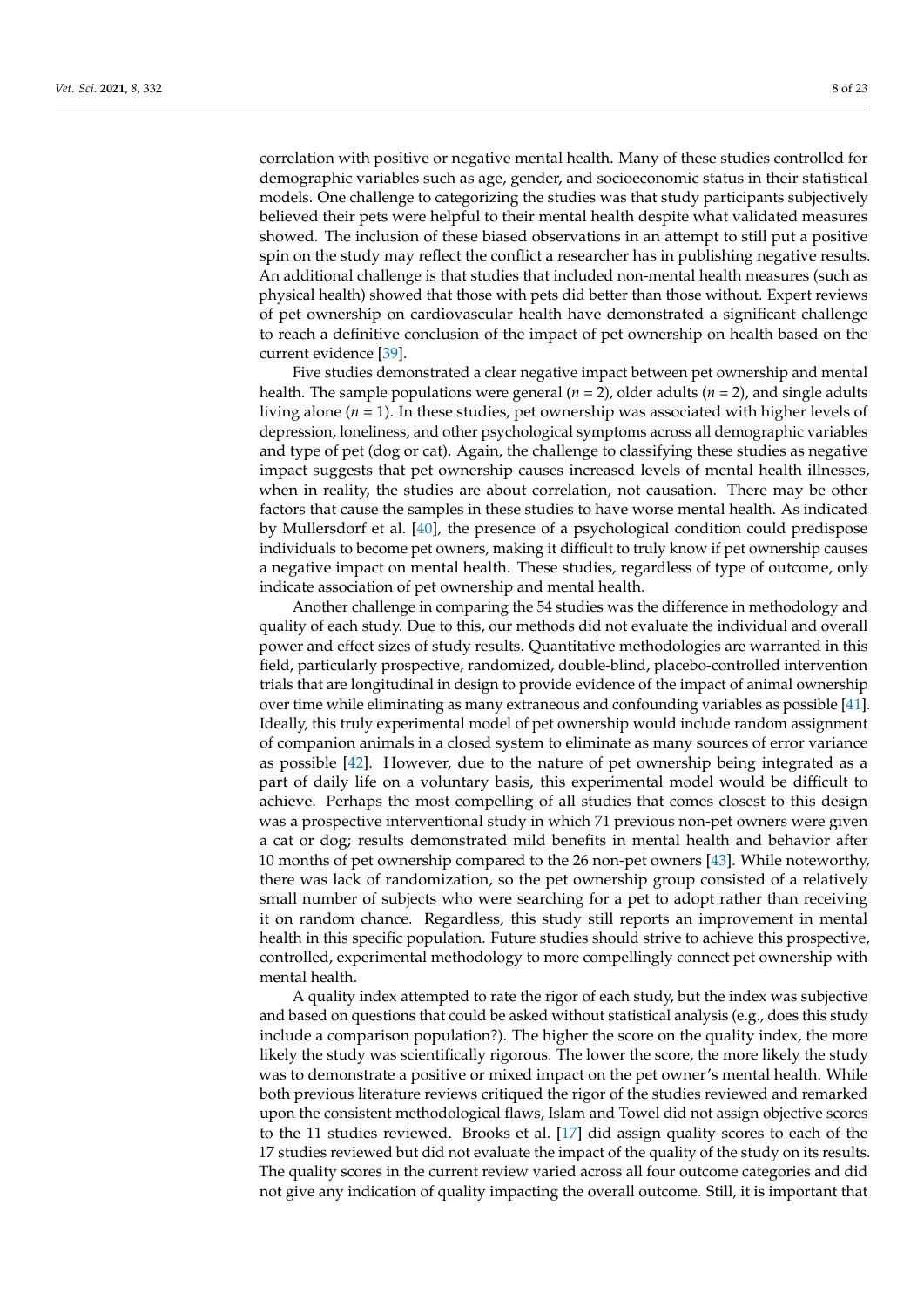correlation with positive or negative mental health. Many of these studies controlled for demographic variables such as age, gender, and socioeconomic status in their statistical models. One challenge to categorizing the studies was that study participants subjectively believed their pets were helpful to their mental health despite what validated measures showed. The inclusion of these biased observations in an attempt to still put a positive spin on the study may reflect the conflict a researcher has in publishing negative results. An additional challenge is that studies that included non-mental health measures (such as physical health) showed that those with pets did better than those without. Expert reviews of pet ownership on cardiovascular health have demonstrated a significant challenge to reach a definitive conclusion of the impact of pet ownership on health based on the current evidence [39].

Five studies demonstrated a clear negative impact between pet ownership and mental health. The sample populations were general ($n = 2$), older adults ($n = 2$), and single adults living alone ($n = 1$). In these studies, pet ownership was associated with higher levels of depression, loneliness, and other psychological symptoms across all demographic variables and type of pet (dog or cat). Again, the challenge to classifying these studies as negative impact suggests that pet ownership causes increased levels of mental health illnesses, when in reality, the studies are about correlation, not causation. There may be other factors that cause the samples in these studies to have worse mental health. As indicated by Mullersdorf et al. [40], the presence of a psychological condition could predispose individuals to become pet owners, making it difficult to truly know if pet ownership causes a negative impact on mental health. These studies, regardless of type of outcome, only indicate association of pet ownership and mental health.

Another challenge in comparing the 54 studies was the difference in methodology and quality of each study. Due to this, our methods did not evaluate the individual and overall power and effect sizes of study results. Quantitative methodologies are warranted in this field, particularly prospective, randomized, double-blind, placebo-controlled intervention trials that are longitudinal in design to provide evidence of the impact of animal ownership over time while eliminating as many extraneous and confounding variables as possible [41]. Ideally, this truly experimental model of pet ownership would include random assignment of companion animals in a closed system to eliminate as many sources of error variance as possible [42]. However, due to the nature of pet ownership being integrated as a part of daily life on a voluntary basis, this experimental model would be difficult to achieve. Perhaps the most compelling of all studies that comes closest to this design was a prospective interventional study in which 71 previous non-pet owners were given a cat or dog; results demonstrated mild benefits in mental health and behavior after 10 months of pet ownership compared to the 26 non-pet owners [43]. While noteworthy, there was lack of randomization, so the pet ownership group consisted of a relatively small number of subjects who were searching for a pet to adopt rather than receiving it on random chance. Regardless, this study still reports an improvement in mental health in this specific population. Future studies should strive to achieve this prospective, controlled, experimental methodology to more compellingly connect pet ownership with mental health.

A quality index attempted to rate the rigor of each study, but the index was subjective and based on questions that could be asked without statistical analysis (e.g., does this study include a comparison population?). The higher the score on the quality index, the more likely the study was scientifically rigorous. The lower the score, the more likely the study was to demonstrate a positive or mixed impact on the pet owner's mental health. While both previous literature reviews critiqued the rigor of the studies reviewed and remarked upon the consistent methodological flaws, Islam and Towel did not assign objective scores to the 11 studies reviewed. Brooks et al. [17] did assign quality scores to each of the 17 studies reviewed but did not evaluate the impact of the quality of the study on its results. The quality scores in the current review varied across all four outcome categories and did not give any indication of quality impacting the overall outcome. Still, it is important that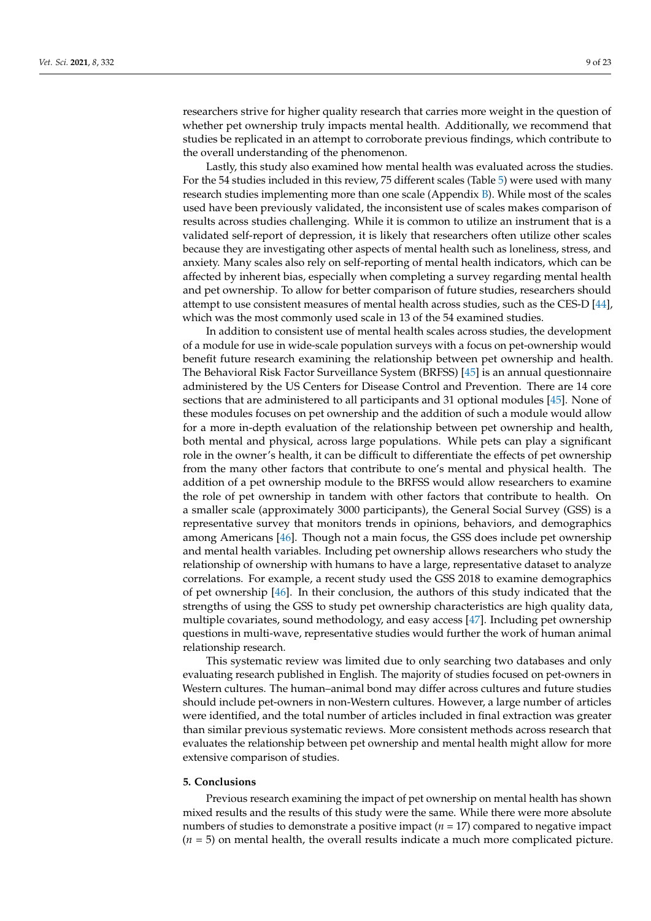researchers strive for higher quality research that carries more weight in the question of whether pet ownership truly impacts mental health. Additionally, we recommend that studies be replicated in an attempt to corroborate previous findings, which contribute to the overall understanding of the phenomenon.

Lastly, this study also examined how mental health was evaluated across the studies. For the 54 studies included in this review, 75 different scales (Table 5) were used with many research studies implementing more than one scale (Appendix B). While most of the scales used have been previously validated, the inconsistent use of scales makes comparison of results across studies challenging. While it is common to utilize an instrument that is a validated self-report of depression, it is likely that researchers often utilize other scales because they are investigating other aspects of mental health such as loneliness, stress, and anxiety. Many scales also rely on self-reporting of mental health indicators, which can be affected by inherent bias, especially when completing a survey regarding mental health and pet ownership. To allow for better comparison of future studies, researchers should attempt to use consistent measures of mental health across studies, such as the CES-D [44], which was the most commonly used scale in 13 of the 54 examined studies.

In addition to consistent use of mental health scales across studies, the development of a module for use in wide-scale population surveys with a focus on pet-ownership would benefit future research examining the relationship between pet ownership and health. The Behavioral Risk Factor Surveillance System (BRFSS) [45] is an annual questionnaire administered by the US Centers for Disease Control and Prevention. There are 14 core sections that are administered to all participants and 31 optional modules [45]. None of these modules focuses on pet ownership and the addition of such a module would allow for a more in-depth evaluation of the relationship between pet ownership and health, both mental and physical, across large populations. While pets can play a significant role in the owner's health, it can be difficult to differentiate the effects of pet ownership from the many other factors that contribute to one's mental and physical health. The addition of a pet ownership module to the BRFSS would allow researchers to examine the role of pet ownership in tandem with other factors that contribute to health. On a smaller scale (approximately 3000 participants), the General Social Survey (GSS) is a representative survey that monitors trends in opinions, behaviors, and demographics among Americans [46]. Though not a main focus, the GSS does include pet ownership and mental health variables. Including pet ownership allows researchers who study the relationship of ownership with humans to have a large, representative dataset to analyze correlations. For example, a recent study used the GSS 2018 to examine demographics of pet ownership [46]. In their conclusion, the authors of this study indicated that the strengths of using the GSS to study pet ownership characteristics are high quality data, multiple covariates, sound methodology, and easy access [47]. Including pet ownership questions in multi-wave, representative studies would further the work of human animal relationship research.

This systematic review was limited due to only searching two databases and only evaluating research published in English. The majority of studies focused on pet-owners in Western cultures. The human–animal bond may differ across cultures and future studies should include pet-owners in non-Western cultures. However, a large number of articles were identified, and the total number of articles included in final extraction was greater than similar previous systematic reviews. More consistent methods across research that evaluates the relationship between pet ownership and mental health might allow for more extensive comparison of studies.

## 5. Conclusions

Previous research examining the impact of pet ownership on mental health has shown mixed results and the results of this study were the same. While there were more absolute numbers of studies to demonstrate a positive impact ($n = 17$) compared to negative impact ($n = 5$) on mental health, the overall results indicate a much more complicated picture.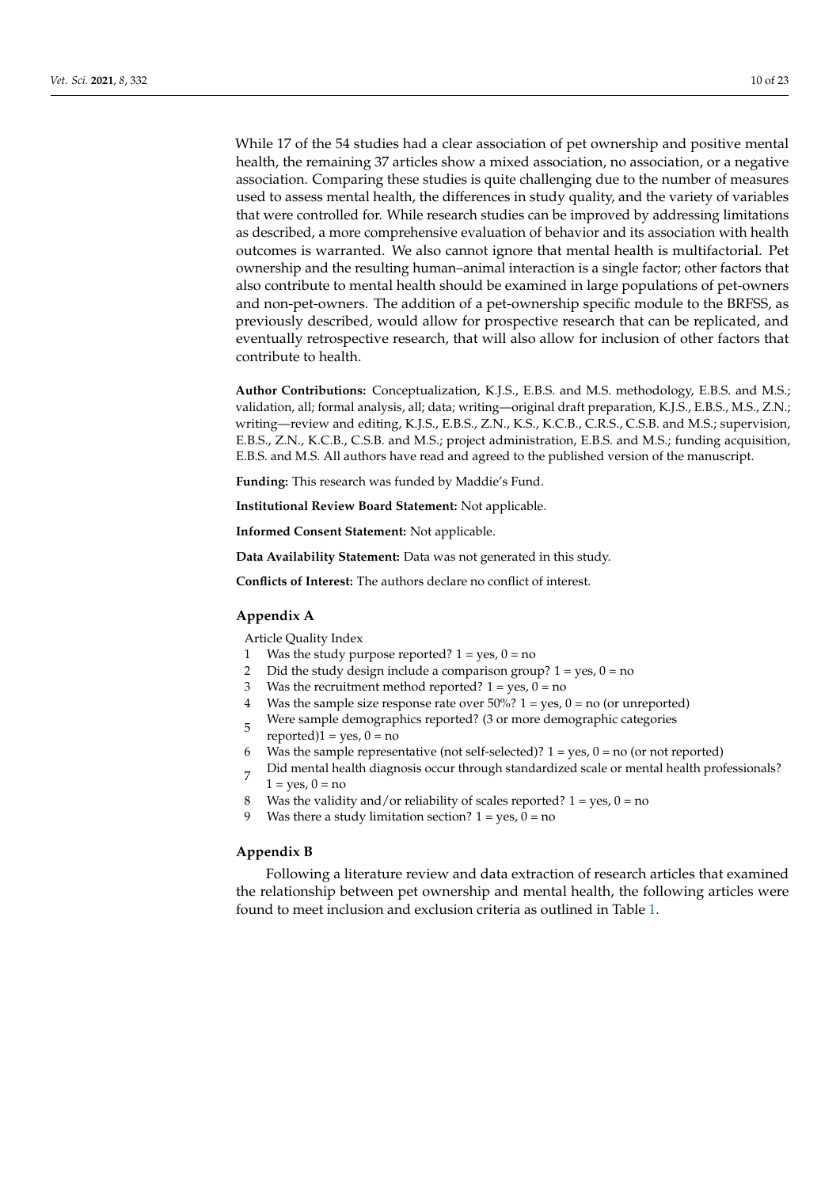While 17 of the 54 studies had a clear association of pet ownership and positive mental health, the remaining 37 articles show a mixed association, no association, or a negative association. Comparing these studies is quite challenging due to the number of measures used to assess mental health, the differences in study quality, and the variety of variables that were controlled for. While research studies can be improved by addressing limitations as described, a more comprehensive evaluation of behavior and its association with health outcomes is warranted. We also cannot ignore that mental health is multifactorial. Pet ownership and the resulting human–animal interaction is a single factor; other factors that also contribute to mental health should be examined in large populations of pet-owners and non-pet-owners. The addition of a pet-ownership specific module to the BRFSS, as previously described, would allow for prospective research that can be replicated, and eventually retrospective research, that will also allow for inclusion of other factors that contribute to health.

**Author Contributions:** Conceptualization, K.J.S., E.B.S. and M.S. methodology, E.B.S. and M.S.; validation, all; formal analysis, all; data; writing—original draft preparation, K.J.S., E.B.S., M.S., Z.N.; writing—review and editing, K.J.S., E.B.S., Z.N., K.S., K.C.B., C.R.S., C.S.B. and M.S.; supervision, E.B.S., Z.N., K.C.B., C.S.B. and M.S.; project administration, E.B.S. and M.S.; funding acquisition, E.B.S. and M.S. All authors have read and agreed to the published version of the manuscript.

**Funding:** This research was funded by Maddie's Fund.

**Institutional Review Board Statement:** Not applicable.

**Informed Consent Statement:** Not applicable.

**Data Availability Statement:** Data was not generated in this study.

**Conflicts of Interest:** The authors declare no conflict of interest.

## Appendix A

Article Quality Index

1. Was the study purpose reported? 1 = yes, 0 = no
2. Did the study design include a comparison group? 1 = yes, 0 = no
3. Was the recruitment method reported? 1 = yes, 0 = no
4. Was the sample size response rate over 50%? 1 = yes, 0 = no (or unreported)
5. Were sample demographics reported? (3 or more demographic categories reported)1 = yes, 0 = no
6. Was the sample representative (not self-selected)? 1 = yes, 0 = no (or not reported)
7. Did mental health diagnosis occur through standardized scale or mental health professionals? 1 = yes, 0 = no
8. Was the validity and/or reliability of scales reported? 1 = yes, 0 = no
9. Was there a study limitation section? 1 = yes, 0 = no

## Appendix B

Following a literature review and data extraction of research articles that examined the relationship between pet ownership and mental health, the following articles were found to meet inclusion and exclusion criteria as outlined in Table 1.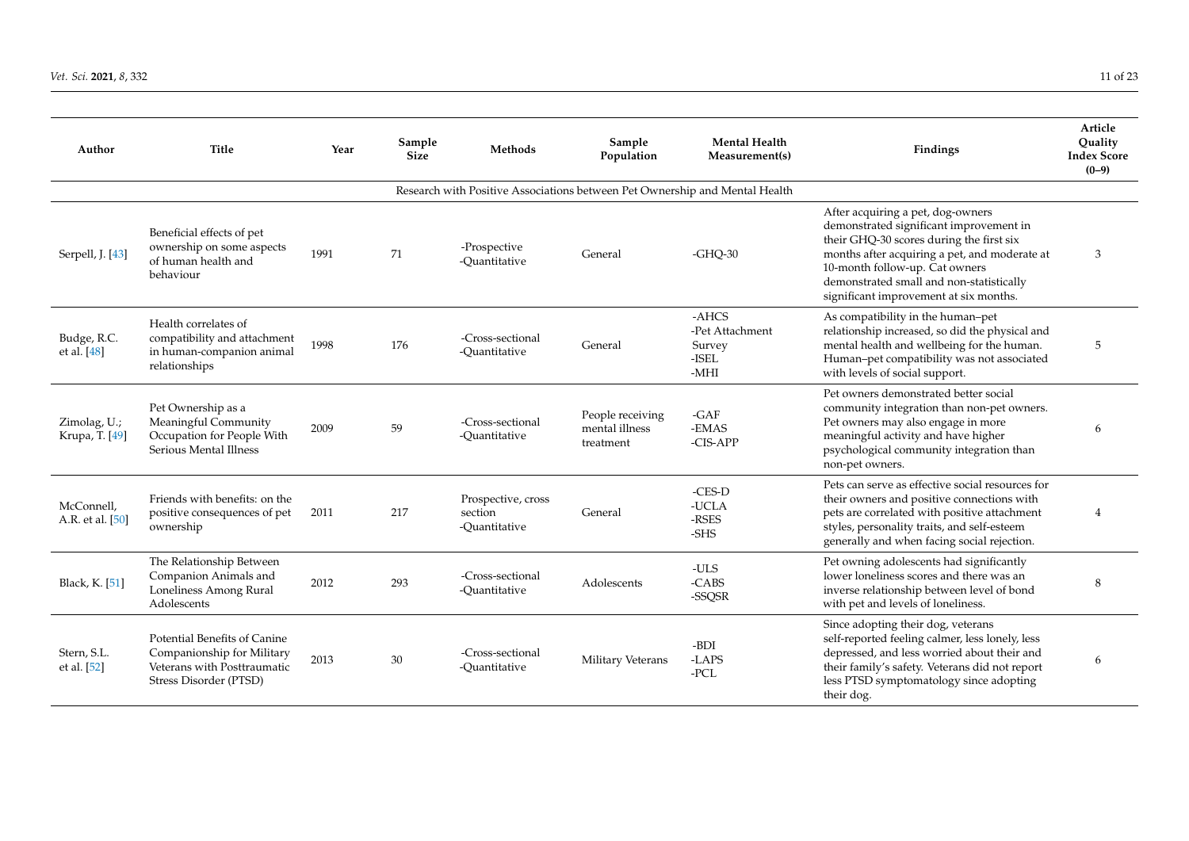| Author | Title | Year | Sample Size | Methods | Sample Population | Mental Health Measurement(s) | Findings | Article Quality Index Score (0–9) |
|---|---|---|---|---|---|---|---|---|
| Research with Positive Associations between Pet Ownership and Mental Health | | | | | | | | |
| Serpell, J. [43] | Beneficial effects of pet ownership on some aspects of human health and behaviour | 1991 | 71 | -Prospective<br>-Quantitative | General | -GHQ-30 | After acquiring a pet, dog-owners demonstrated significant improvement in their GHQ-30 scores during the first six months after acquiring a pet, and moderate at 10-month follow-up. Cat owners demonstrated small and non-statistically significant improvement at six months. | 3 |
| Budge, R.C. et al. [48] | Health correlates of compatibility and attachment in human-companion animal relationships | 1998 | 176 | -Cross-sectional<br>-Quantitative | General | -AHCS<br>-Pet Attachment Survey<br>-ISEL<br>-MHI | As compatibility in the human–pet relationship increased, so did the physical and mental health and wellbeing for the human. Human–pet compatibility was not associated with levels of social support. | 5 |
| Zimolag, U.; Krupa, T. [49] | Pet Ownership as a Meaningful Community Occupation for People With Serious Mental Illness | 2009 | 59 | -Cross-sectional<br>-Quantitative | People receiving mental illness treatment | -GAF<br>-EMAS<br>-CIS-APP | Pet owners demonstrated better social community integration than non-pet owners. Pet owners may also engage in more meaningful activity and have higher psychological community integration than non-pet owners. | 6 |
| McConnell, A.R. et al. [50] | Friends with benefits: on the positive consequences of pet ownership | 2011 | 217 | Prospective, cross section<br>-Quantitative | General | -CES-D<br>-UCLA<br>-RSES<br>-SHS | Pets can serve as effective social resources for their owners and positive connections with pets are correlated with positive attachment styles, personality traits, and self-esteem generally and when facing social rejection. | 4 |
| Black, K. [51] | The Relationship Between Companion Animals and Loneliness Among Rural Adolescents | 2012 | 293 | -Cross-sectional<br>-Quantitative | Adolescents | -ULS<br>-CABS<br>-SSQSR | Pet owning adolescents had significantly lower loneliness scores and there was an inverse relationship between level of bond with pet and levels of loneliness. | 8 |
| Stern, S.L. et al. [52] | Potential Benefits of Canine Companionship for Military Veterans with Posttraumatic Stress Disorder (PTSD) | 2013 | 30 | -Cross-sectional<br>-Quantitative | Military Veterans | -BDI<br>-LAPS<br>-PCL | Since adopting their dog, veterans self-reported feeling calmer, less lonely, less depressed, and less worried about their and their family's safety. Veterans did not report less PTSD symptomatology since adopting their dog. | 6 |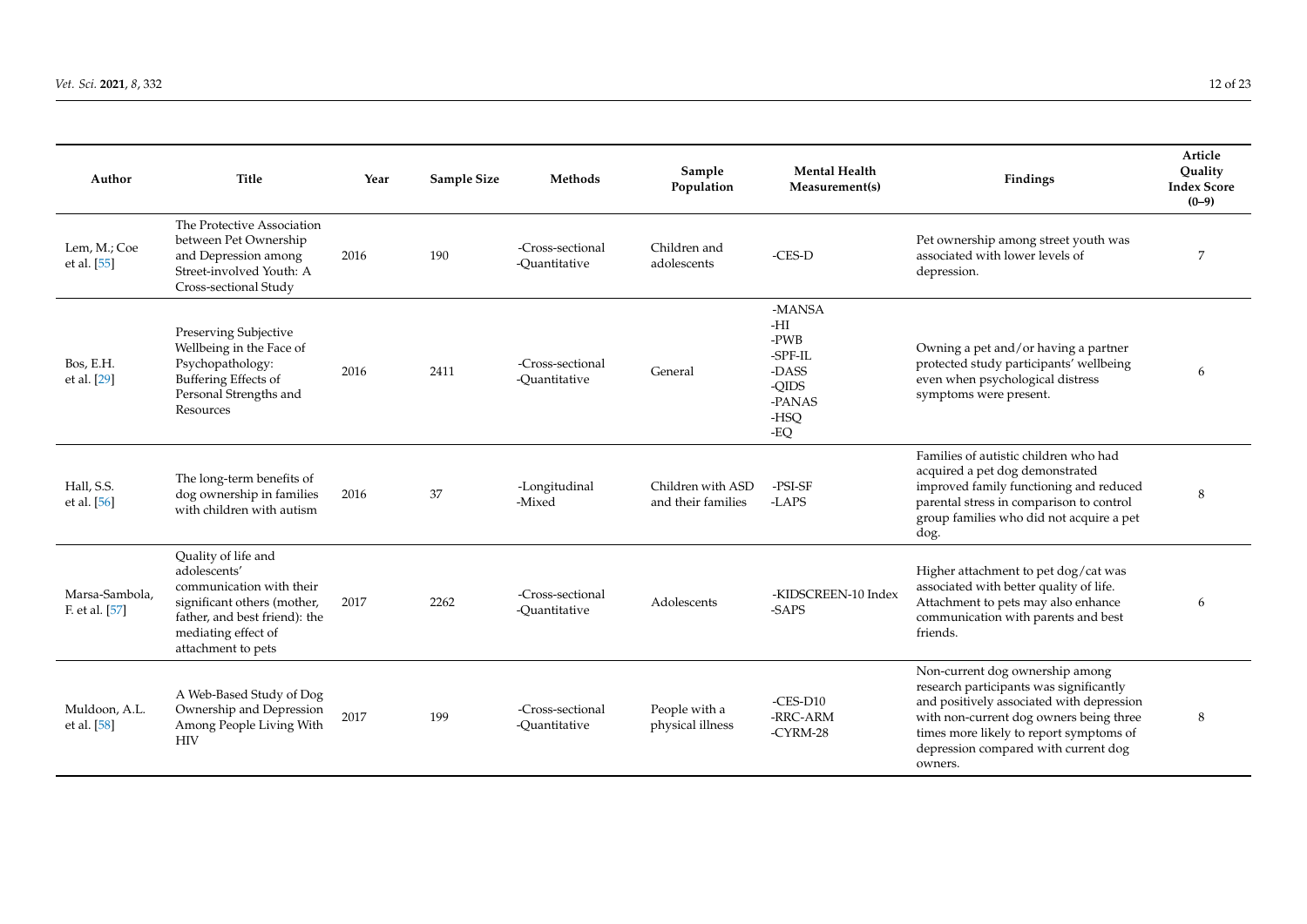| Author | Title | Year | Sample Size | Methods | Sample Population | Mental Health Measurement(s) | Findings | Article Quality Index Score (0–9) |
|---|---|---|---|---|---|---|---|---|
| Lem, M.; Coe et al. [55] | The Protective Association between Pet Ownership and Depression among Street-involved Youth: A Cross-sectional Study | 2016 | 190 | -Cross-sectional -Quantitative | Children and adolescents | -CES-D | Pet ownership among street youth was associated with lower levels of depression. | 7 |
| Bos, E.H. et al. [29] | Preserving Subjective Wellbeing in the Face of Psychopathology: Buffering Effects of Personal Strengths and Resources | 2016 | 2411 | -Cross-sectional -Quantitative | General | -MANSA -HI -PWB -SPF-IL -DASS -QIDS -PANAS -HSQ -EQ | Owning a pet and/or having a partner protected study participants' wellbeing even when psychological distress symptoms were present. | 6 |
| Hall, S.S. et al. [56] | The long-term benefits of dog ownership in families with children with autism | 2016 | 37 | -Longitudinal -Mixed | Children with ASD and their families | -PSI-SF -LAPS | Families of autistic children who had acquired a pet dog demonstrated improved family functioning and reduced parental stress in comparison to control group families who did not acquire a pet dog. | 8 |
| Marsa-Sambola, F. et al. [57] | Quality of life and adolescents' communication with their significant others (mother, father, and best friend): the mediating effect of attachment to pets | 2017 | 2262 | -Cross-sectional -Quantitative | Adolescents | -KIDSCREEN-10 Index -SAPS | Higher attachment to pet dog/cat was associated with better quality of life. Attachment to pets may also enhance communication with parents and best friends. | 6 |
| Muldoon, A.L. et al. [58] | A Web-Based Study of Dog Ownership and Depression Among People Living With HIV | 2017 | 199 | -Cross-sectional -Quantitative | People with a physical illness | -CES-D10 -RRC-ARM -CYRM-28 | Non-current dog ownership among research participants was significantly and positively associated with depression with non-current dog owners being three times more likely to report symptoms of depression compared with current dog owners. | 8 |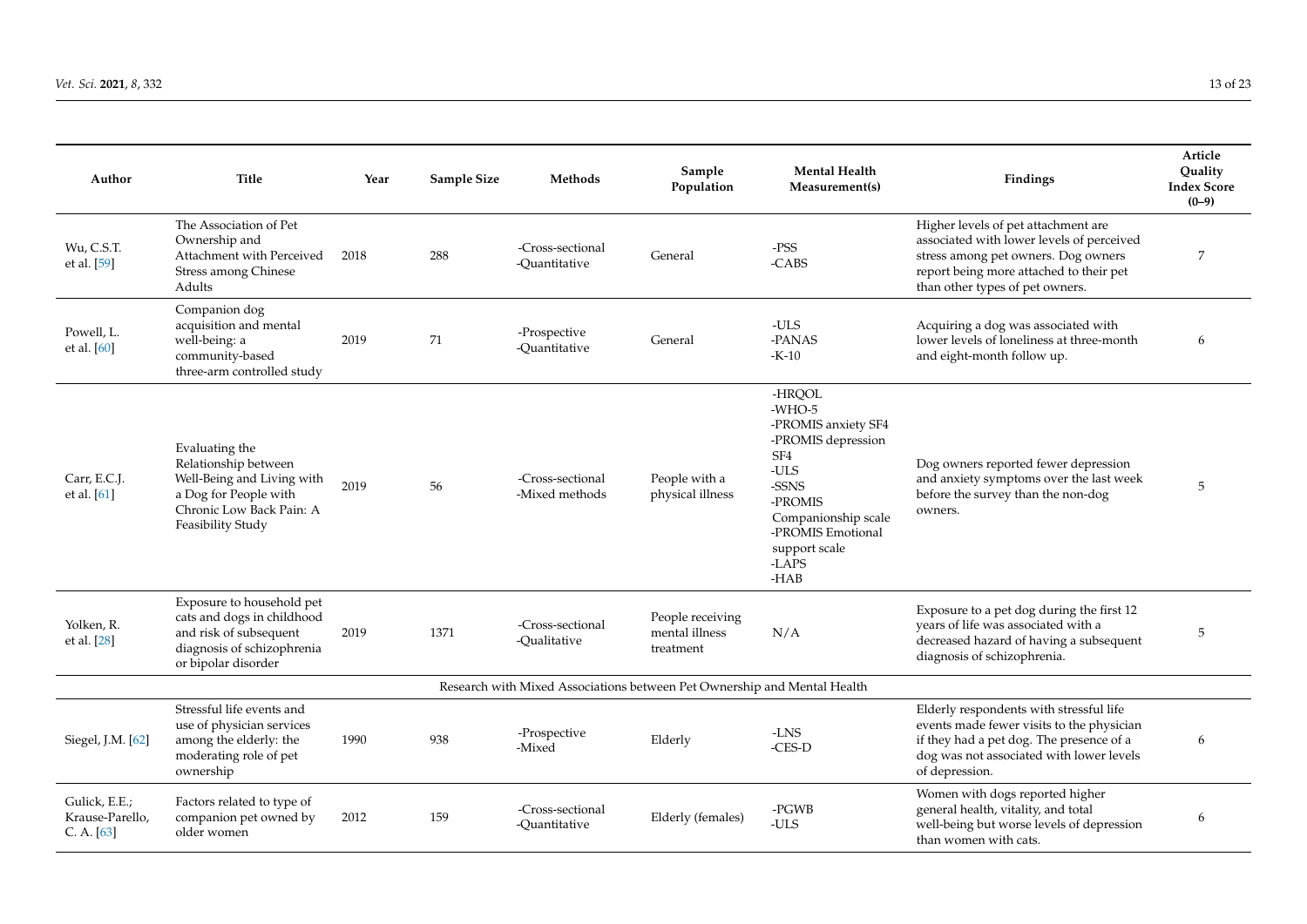| Author | Title | Year | Sample Size | Methods | Sample Population | Mental Health Measurement(s) | Findings | Article Quality Index Score (0–9) |
|---|---|---|---|---|---|---|---|---|
| Wu, C.S.T. et al. [59] | The Association of Pet Ownership and Attachment with Perceived Stress among Chinese Adults | 2018 | 288 | -Cross-sectional -Quantitative | General | -PSS -CABS | Higher levels of pet attachment are associated with lower levels of perceived stress among pet owners. Dog owners report being more attached to their pet than other types of pet owners. | 7 |
| Powell, L. et al. [60] | Companion dog acquisition and mental well-being: a community-based three-arm controlled study | 2019 | 71 | -Prospective -Quantitative | General | -ULS -PANAS -K-10 | Acquiring a dog was associated with lower levels of loneliness at three-month and eight-month follow up. | 6 |
| Carr, E.C.J. et al. [61] | Evaluating the Relationship between Well-Being and Living with a Dog for People with Chronic Low Back Pain: A Feasibility Study | 2019 | 56 | -Cross-sectional -Mixed methods | People with a physical illness | -HRQOL -WHO-5 -PROMIS anxiety SF4 -PROMIS depression SF4 -ULS -SSNS -PROMIS Companionship scale -PROMIS Emotional support scale -LAPS -HAB | Dog owners reported fewer depression and anxiety symptoms over the last week before the survey than the non-dog owners. | 5 |
| Yolken, R. et al. [28] | Exposure to household pet cats and dogs in childhood and risk of subsequent diagnosis of schizophrenia or bipolar disorder | 2019 | 1371 | -Cross-sectional -Qualitative | People receiving mental illness treatment | N/A | Exposure to a pet dog during the first 12 years of life was associated with a decreased hazard of having a subsequent diagnosis of schizophrenia. | 5 |
| Research with Mixed Associations between Pet Ownership and Mental Health | | | | | | | | |
| Siegel, J.M. [62] | Stressful life events and use of physician services among the elderly: the moderating role of pet ownership | 1990 | 938 | -Prospective -Mixed | Elderly | -LNS -CES-D | Elderly respondents with stressful life events made fewer visits to the physician if they had a pet dog. The presence of a dog was not associated with lower levels of depression. | 6 |
| Gulick, E.E.; Krause-Parello, C. A. [63] | Factors related to type of companion pet owned by older women | 2012 | 159 | -Cross-sectional -Quantitative | Elderly (females) | -PGWB -ULS | Women with dogs reported higher general health, vitality, and total well-being but worse levels of depression than women with cats. | 6 |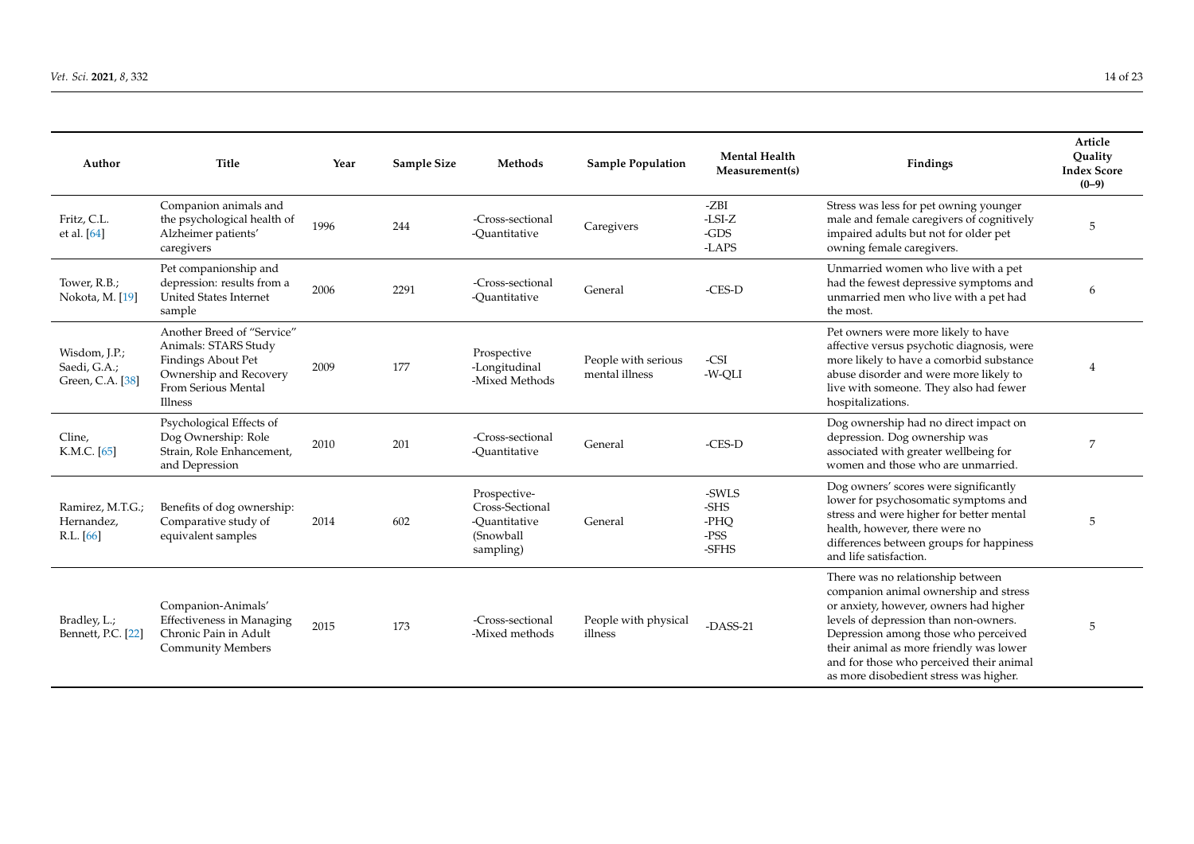| Author | Title | Year | Sample Size | Methods | Sample Population | Mental Health Measurement(s) | Findings | Article Quality Index Score (0–9) |
|---|---|---|---|---|---|---|---|---|
| Fritz, C.L. et al. [64] | Companion animals and the psychological health of Alzheimer patients' caregivers | 1996 | 244 | -Cross-sectional -Quantitative | Caregivers | -ZBI -LSI-Z -GDS -LAPS | Stress was less for pet owning younger male and female caregivers of cognitively impaired adults but not for older pet owning female caregivers. | 5 |
| Tower, R.B.; Nokota, M. [19] | Pet companionship and depression: results from a United States Internet sample | 2006 | 2291 | -Cross-sectional -Quantitative | General | -CES-D | Unmarried women who live with a pet had the fewest depressive symptoms and unmarried men who live with a pet had the most. | 6 |
| Wisdom, J.P.; Saedi, G.A.; Green, C.A. [38] | Another Breed of "Service" Animals: STARS Study Findings About Pet Ownership and Recovery From Serious Mental Illness | 2009 | 177 | Prospective -Longitudinal -Mixed Methods | People with serious mental illness | -CSI -W-QLI | Pet owners were more likely to have affective versus psychotic diagnosis, were more likely to have a comorbid substance abuse disorder and were more likely to live with someone. They also had fewer hospitalizations. | 4 |
| Cline, K.M.C. [65] | Psychological Effects of Dog Ownership: Role Strain, Role Enhancement, and Depression | 2010 | 201 | -Cross-sectional -Quantitative | General | -CES-D | Dog ownership had no direct impact on depression. Dog ownership was associated with greater wellbeing for women and those who are unmarried. | 7 |
| Ramirez, M.T.G.; Hernandez, R.L. [66] | Benefits of dog ownership: Comparative study of equivalent samples | 2014 | 602 | Prospective-Cross-Sectional -Quantitative (Snowball sampling) | General | -SWLS -SHS -PHQ -PSS -SFHS | Dog owners' scores were significantly lower for psychosomatic symptoms and stress and were higher for better mental health, however, there were no differences between groups for happiness and life satisfaction. | 5 |
| Bradley, L.; Bennett, P.C. [22] | Companion-Animals' Effectiveness in Managing Chronic Pain in Adult Community Members | 2015 | 173 | -Cross-sectional -Mixed methods | People with physical illness | -DASS-21 | There was no relationship between companion animal ownership and stress or anxiety, however, owners had higher levels of depression than non-owners. Depression among those who perceived their animal as more friendly was lower and for those who perceived their animal as more disobedient stress was higher. | 5 |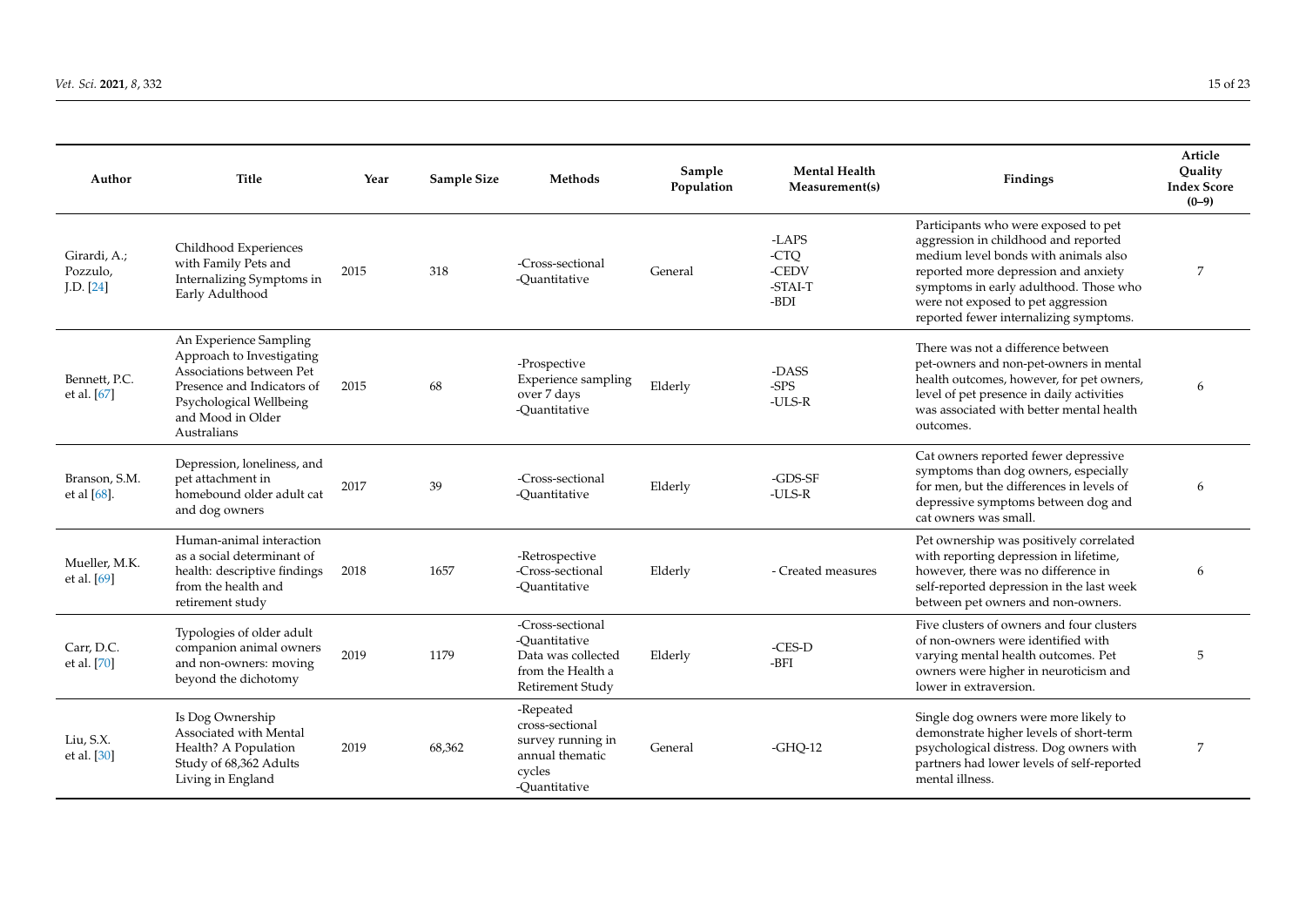| Author | Title | Year | Sample Size | Methods | Sample Population | Mental Health Measurement(s) | Findings | Article Quality Index Score (0–9) |
|---|---|---|---|---|---|---|---|---|
| Girardi, A.; Pozzulo, J.D. [24] | Childhood Experiences with Family Pets and Internalizing Symptoms in Early Adulthood | 2015 | 318 | -Cross-sectional -Quantitative | General | -LAPS -CTQ -CEDV -STAI-T -BDI | Participants who were exposed to pet aggression in childhood and reported medium level bonds with animals also reported more depression and anxiety symptoms in early adulthood. Those who were not exposed to pet aggression reported fewer internalizing symptoms. | 7 |
| Bennett, P.C. et al. [67] | An Experience Sampling Approach to Investigating Associations between Pet Presence and Indicators of Psychological Wellbeing and Mood in Older Australians | 2015 | 68 | -Prospective Experience sampling over 7 days -Quantitative | Elderly | -DASS -SPS -ULS-R | There was not a difference between pet-owners and non-pet-owners in mental health outcomes, however, for pet owners, level of pet presence in daily activities was associated with better mental health outcomes. | 6 |
| Branson, S.M. et al [68]. | Depression, loneliness, and pet attachment in homebound older adult cat and dog owners | 2017 | 39 | -Cross-sectional -Quantitative | Elderly | -GDS-SF -ULS-R | Cat owners reported fewer depressive symptoms than dog owners, especially for men, but the differences in levels of depressive symptoms between dog and cat owners was small. | 6 |
| Mueller, M.K. et al. [69] | Human-animal interaction as a social determinant of health: descriptive findings from the health and retirement study | 2018 | 1657 | -Retrospective -Cross-sectional -Quantitative | Elderly | - Created measures | Pet ownership was positively correlated with reporting depression in lifetime, however, there was no difference in self-reported depression in the last week between pet owners and non-owners. | 6 |
| Carr, D.C. et al. [70] | Typologies of older adult companion animal owners and non-owners: moving beyond the dichotomy | 2019 | 1179 | -Cross-sectional -Quantitative Data was collected from the Health a Retirement Study | Elderly | -CES-D -BFI | Five clusters of owners and four clusters of non-owners were identified with varying mental health outcomes. Pet owners were higher in neuroticism and lower in extraversion. | 5 |
| Liu, S.X. et al. [30] | Is Dog Ownership Associated with Mental Health? A Population Study of 68,362 Adults Living in England | 2019 | 68,362 | -Repeated cross-sectional survey running in annual thematic cycles -Quantitative | General | -GHQ-12 | Single dog owners were more likely to demonstrate higher levels of short-term psychological distress. Dog owners with partners had lower levels of self-reported mental illness. | 7 |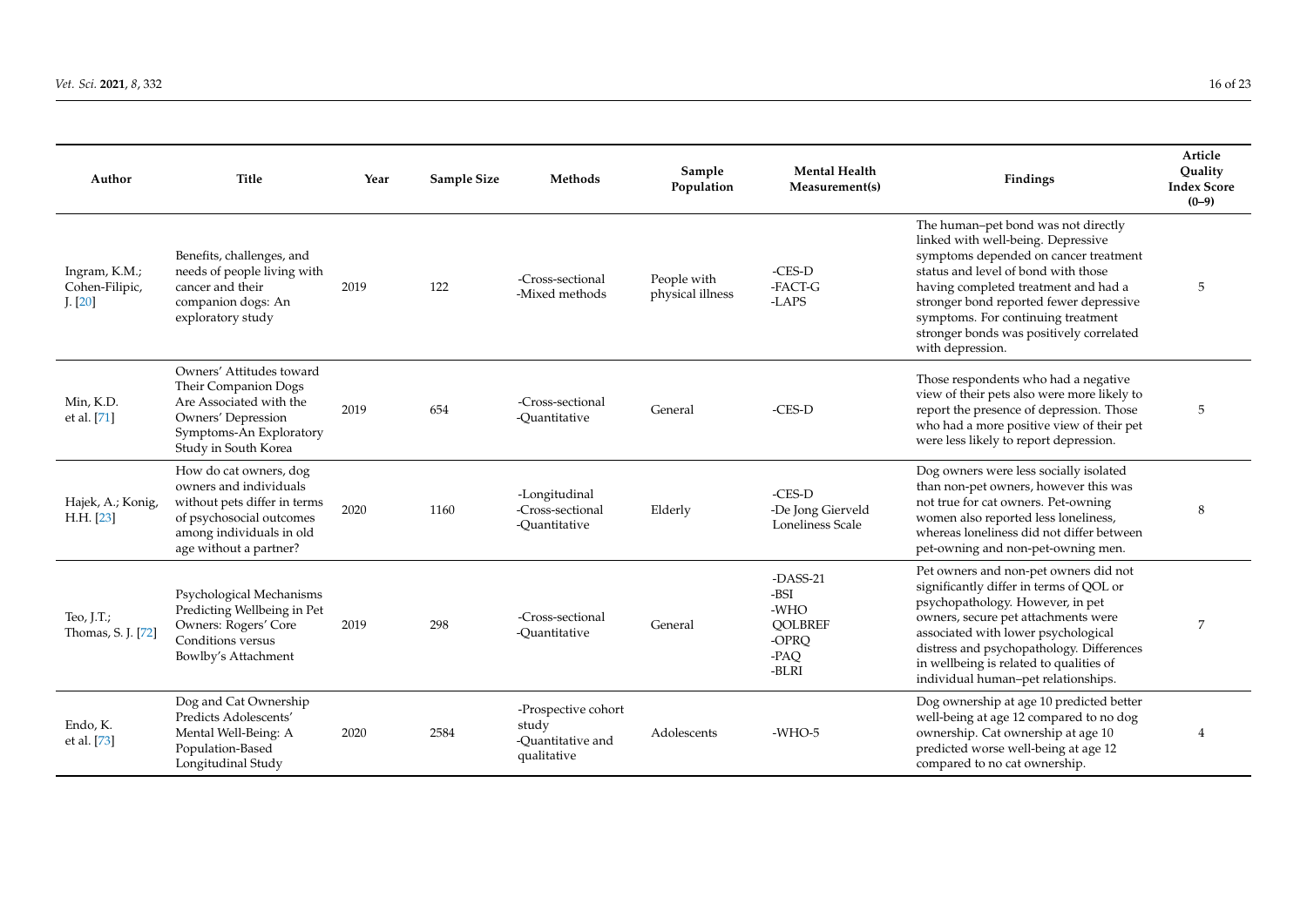| Author | Title | Year | Sample Size | Methods | Sample Population | Mental Health Measurement(s) | Findings | Article Quality Index Score (0–9) |
|---|---|---|---|---|---|---|---|---|
| Ingram, K.M.; Cohen-Filipic, J. [20] | Benefits, challenges, and needs of people living with cancer and their companion dogs: An exploratory study | 2019 | 122 | -Cross-sectional -Mixed methods | People with physical illness | -CES-D -FACT-G -LAPS | The human–pet bond was not directly linked with well-being. Depressive symptoms depended on cancer treatment status and level of bond with those having completed treatment and had a stronger bond reported fewer depressive symptoms. For continuing treatment stronger bonds was positively correlated with depression. | 5 |
| Min, K.D. et al. [71] | Owners' Attitudes toward Their Companion Dogs Are Associated with the Owners' Depression Symptoms-An Exploratory Study in South Korea | 2019 | 654 | -Cross-sectional -Quantitative | General | -CES-D | Those respondents who had a negative view of their pets also were more likely to report the presence of depression. Those who had a more positive view of their pet were less likely to report depression. | 5 |
| Hajek, A.; Konig, H.H. [23] | How do cat owners, dog owners and individuals without pets differ in terms of psychosocial outcomes among individuals in old age without a partner? | 2020 | 1160 | -Longitudinal -Cross-sectional -Quantitative | Elderly | -CES-D -De Jong Gierveld Loneliness Scale | Dog owners were less socially isolated than non-pet owners, however this was not true for cat owners. Pet-owning women also reported less loneliness, whereas loneliness did not differ between pet-owning and non-pet-owning men. | 8 |
| Teo, J.T.; Thomas, S. J. [72] | Psychological Mechanisms Predicting Wellbeing in Pet Owners: Rogers' Core Conditions versus Bowlby's Attachment | 2019 | 298 | -Cross-sectional -Quantitative | General | -DASS-21 -BSI -WHO QOLBREF -OPRQ -PAQ -BLRI | Pet owners and non-pet owners did not significantly differ in terms of QOL or psychopathology. However, in pet owners, secure pet attachments were associated with lower psychological distress and psychopathology. Differences in wellbeing is related to qualities of individual human–pet relationships. | 7 |
| Endo, K. et al. [73] | Dog and Cat Ownership Predicts Adolescents' Mental Well-Being: A Population-Based Longitudinal Study | 2020 | 2584 | -Prospective cohort study -Quantitative and qualitative | Adolescents | -WHO-5 | Dog ownership at age 10 predicted better well-being at age 12 compared to no dog ownership. Cat ownership at age 10 predicted worse well-being at age 12 compared to no cat ownership. | 4 |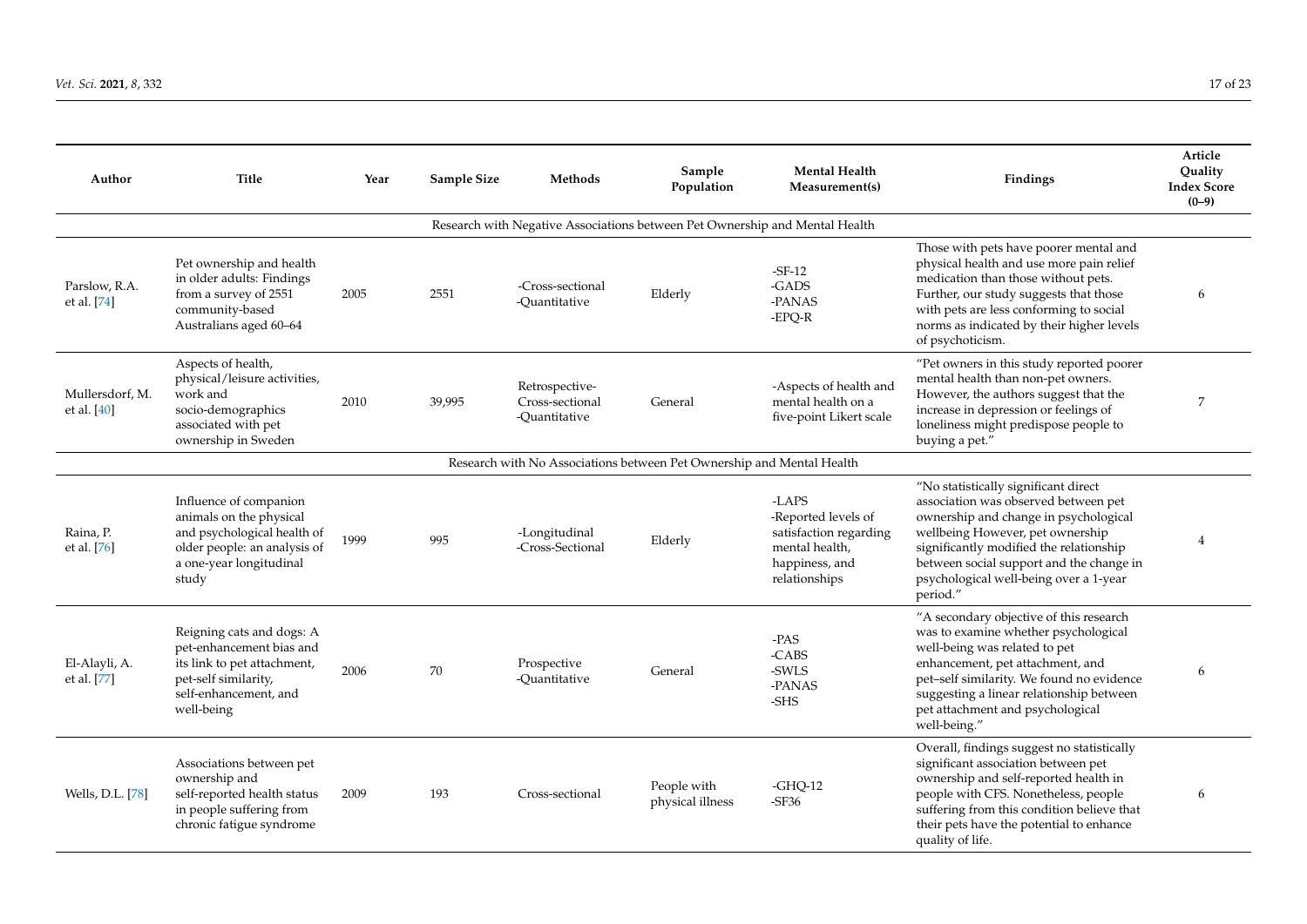| Author | Title | Year | Sample Size | Methods | Sample Population | Mental Health Measurement(s) | Findings | Article Quality Index Score (0–9) |
|---|---|---|---|---|---|---|---|---|
| Research with Negative Associations between Pet Ownership and Mental Health | | | | | | | | |
| Parslow, R.A. et al. [74] | Pet ownership and health in older adults: Findings from a survey of 2551 community-based Australians aged 60–64 | 2005 | 2551 | -Cross-sectional -Quantitative | Elderly | -SF-12 -GADS -PANAS -EPQ-R | Those with pets have poorer mental and physical health and use more pain relief medication than those without pets. Further, our study suggests that those with pets are less conforming to social norms as indicated by their higher levels of psychoticism. | 6 |
| Mullersdorf, M. et al. [40] | Aspects of health, physical/leisure activities, work and socio-demographics associated with pet ownership in Sweden | 2010 | 39,995 | Retrospective- Cross-sectional -Quantitative | General | -Aspects of health and mental health on a five-point Likert scale | "Pet owners in this study reported poorer mental health than non-pet owners. However, the authors suggest that the increase in depression or feelings of loneliness might predispose people to buying a pet." | 7 |
| Research with No Associations between Pet Ownership and Mental Health | | | | | | | | |
| Raina, P. et al. [76] | Influence of companion animals on the physical and psychological health of older people: an analysis of a one-year longitudinal study | 1999 | 995 | -Longitudinal -Cross-Sectional | Elderly | -LAPS -Reported levels of satisfaction regarding mental health, happiness, and relationships | "No statistically significant direct association was observed between pet ownership and change in psychological wellbeing However, pet ownership significantly modified the relationship between social support and the change in psychological well-being over a 1-year period." | 4 |
| El-Alayli, A. et al. [77] | Reigning cats and dogs: A pet-enhancement bias and its link to pet attachment, pet-self similarity, self-enhancement, and well-being | 2006 | 70 | Prospective -Quantitative | General | -PAS -CABS -SWLS -PANAS -SHS | "A secondary objective of this research was to examine whether psychological well-being was related to pet enhancement, pet attachment, and pet–self similarity. We found no evidence suggesting a linear relationship between pet attachment and psychological well-being." | 6 |
| Wells, D.L. [78] | Associations between pet ownership and self-reported health status in people suffering from chronic fatigue syndrome | 2009 | 193 | Cross-sectional | People with physical illness | -GHQ-12 -SF36 | Overall, findings suggest no statistically significant association between pet ownership and self-reported health in people with CFS. Nonetheless, people suffering from this condition believe that their pets have the potential to enhance quality of life. | 6 |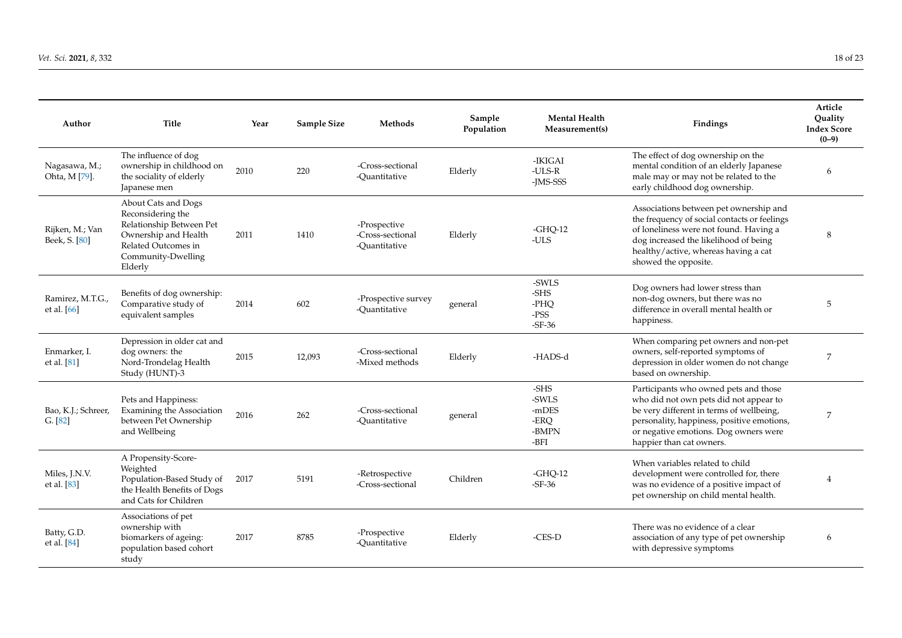| Author | Title | Year | Sample Size | Methods | Sample Population | Mental Health Measurement(s) | Findings | Article Quality Index Score (0–9) |
|---|---|---|---|---|---|---|---|---|
| Nagasawa, M.; Ohta, M [79]. | The influence of dog ownership in childhood on the sociality of elderly Japanese men | 2010 | 220 | -Cross-sectional -Quantitative | Elderly | -IKIGAI -ULS-R -JMS-SSS | The effect of dog ownership on the mental condition of an elderly Japanese male may or may not be related to the early childhood dog ownership. | 6 |
| Rijken, M.; Van Beek, S. [80] | About Cats and Dogs Reconsidering the Relationship Between Pet Ownership and Health Related Outcomes in Community-Dwelling Elderly | 2011 | 1410 | -Prospective -Cross-sectional -Quantitative | Elderly | -GHQ-12 -ULS | Associations between pet ownership and the frequency of social contacts or feelings of loneliness were not found. Having a dog increased the likelihood of being healthy/active, whereas having a cat showed the opposite. | 8 |
| Ramirez, M.T.G., et al. [66] | Benefits of dog ownership: Comparative study of equivalent samples | 2014 | 602 | -Prospective survey -Quantitative | general | -SWLS -SHS -PHQ -PSS -SF-36 | Dog owners had lower stress than non-dog owners, but there was no difference in overall mental health or happiness. | 5 |
| Enmarker, I. et al. [81] | Depression in older cat and dog owners: the Nord-Trondelag Health Study (HUNT)-3 | 2015 | 12,093 | -Cross-sectional -Mixed methods | Elderly | -HADS-d | When comparing pet owners and non-pet owners, self-reported symptoms of depression in older women do not change based on ownership. | 7 |
| Bao, K.J.; Schreer, G. [82] | Pets and Happiness: Examining the Association between Pet Ownership and Wellbeing | 2016 | 262 | -Cross-sectional -Quantitative | general | -SHS -SWLS -mDES -ERQ -BMPN -BFI | Participants who owned pets and those who did not own pets did not appear to be very different in terms of wellbeing, personality, happiness, positive emotions, or negative emotions. Dog owners were happier than cat owners. | 7 |
| Miles, J.N.V. et al. [83] | A Propensity-Score-Weighted Population-Based Study of the Health Benefits of Dogs and Cats for Children | 2017 | 5191 | -Retrospective -Cross-sectional | Children | -GHQ-12 -SF-36 | When variables related to child development were controlled for, there was no evidence of a positive impact of pet ownership on child mental health. | 4 |
| Batty, G.D. et al. [84] | Associations of pet ownership with biomarkers of ageing: population based cohort study | 2017 | 8785 | -Prospective -Quantitative | Elderly | -CES-D | There was no evidence of a clear association of any type of pet ownership with depressive symptoms | 6 |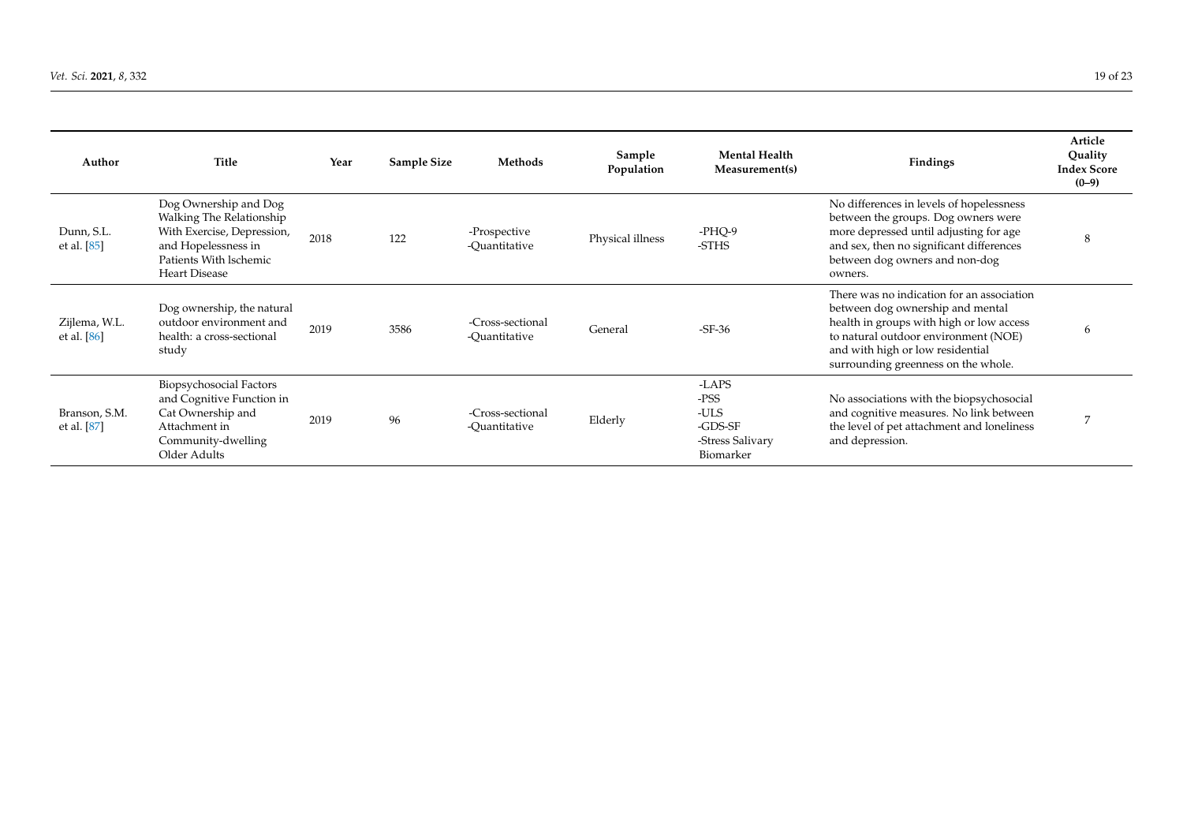| Author | Title | Year | Sample Size | Methods | Sample Population | Mental Health Measurement(s) | Findings | Article Quality Index Score (0–9) |
|---|---|---|---|---|---|---|---|---|
| Dunn, S.L. et al. [85] | Dog Ownership and Dog Walking The Relationship With Exercise, Depression, and Hopelessness in Patients With lschemic Heart Disease | 2018 | 122 | -Prospective -Quantitative | Physical illness | -PHQ-9 -STHS | No differences in levels of hopelessness between the groups. Dog owners were more depressed until adjusting for age and sex, then no significant differences between dog owners and non-dog owners. | 8 |
| Zijlema, W.L. et al. [86] | Dog ownership, the natural outdoor environment and health: a cross-sectional study | 2019 | 3586 | -Cross-sectional -Quantitative | General | -SF-36 | There was no indication for an association between dog ownership and mental health in groups with high or low access to natural outdoor environment (NOE) and with high or low residential surrounding greenness on the whole. | 6 |
| Branson, S.M. et al. [87] | Biopsychosocial Factors and Cognitive Function in Cat Ownership and Attachment in Community-dwelling Older Adults | 2019 | 96 | -Cross-sectional -Quantitative | Elderly | -LAPS -PSS -ULS -GDS-SF -Stress Salivary Biomarker | No associations with the biopsychosocial and cognitive measures. No link between the level of pet attachment and loneliness and depression. | 7 |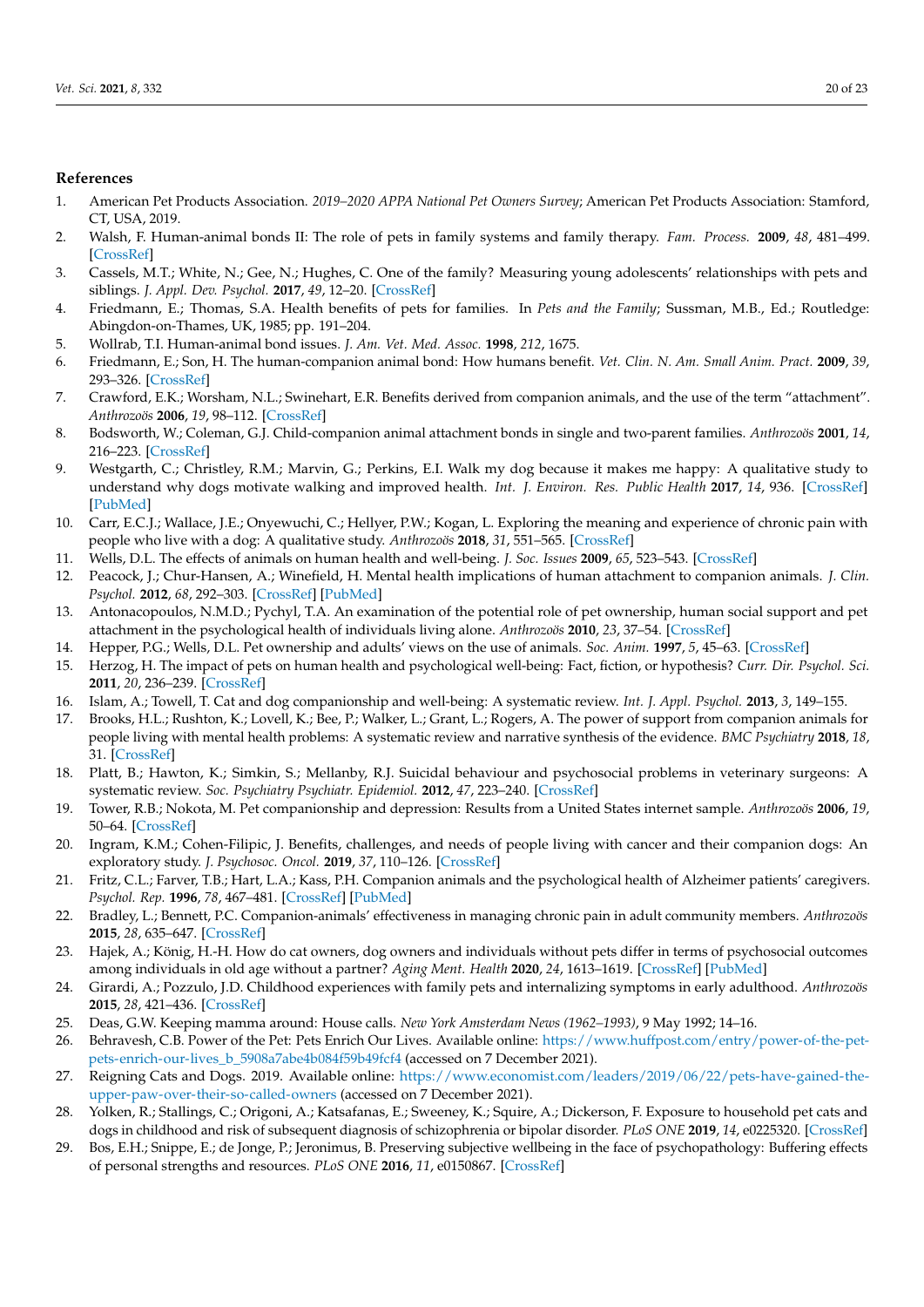## References

1. American Pet Products Association. *2019–2020 APPA National Pet Owners Survey*; American Pet Products Association: Stamford, CT, USA, 2019.
2. Walsh, F. Human-animal bonds II: The role of pets in family systems and family therapy. *Fam. Process.* **2009**, *48*, 481–499. [CrossRef]
3. Cassels, M.T.; White, N.; Gee, N.; Hughes, C. One of the family? Measuring young adolescents' relationships with pets and siblings. *J. Appl. Dev. Psychol.* **2017**, *49*, 12–20. [CrossRef]
4. Friedmann, E.; Thomas, S.A. Health benefits of pets for families. In *Pets and the Family*; Sussman, M.B., Ed.; Routledge: Abingdon-on-Thames, UK, 1985; pp. 191–204.
5. Wollrab, T.I. Human-animal bond issues. *J. Am. Vet. Med. Assoc.* **1998**, *212*, 1675.
6. Friedmann, E.; Son, H. The human-companion animal bond: How humans benefit. *Vet. Clin. N. Am. Small Anim. Pract.* **2009**, *39*, 293–326. [CrossRef]
7. Crawford, E.K.; Worsham, N.L.; Swinehart, E.R. Benefits derived from companion animals, and the use of the term "attachment". *Anthrozoös* **2006**, *19*, 98–112. [CrossRef]
8. Bodsworth, W.; Coleman, G.J. Child-companion animal attachment bonds in single and two-parent families. *Anthrozoös* **2001**, *14*, 216–223. [CrossRef]
9. Westgarth, C.; Christley, R.M.; Marvin, G.; Perkins, E.I. Walk my dog because it makes me happy: A qualitative study to understand why dogs motivate walking and improved health. *Int. J. Environ. Res. Public Health* **2017**, *14*, 936. [CrossRef] [PubMed]
10. Carr, E.C.J.; Wallace, J.E.; Onyewuchi, C.; Hellyer, P.W.; Kogan, L. Exploring the meaning and experience of chronic pain with people who live with a dog: A qualitative study. *Anthrozoös* **2018**, *31*, 551–565. [CrossRef]
11. Wells, D.L. The effects of animals on human health and well-being. *J. Soc. Issues* **2009**, *65*, 523–543. [CrossRef]
12. Peacock, J.; Chur-Hansen, A.; Winefield, H. Mental health implications of human attachment to companion animals. *J. Clin. Psychol.* **2012**, *68*, 292–303. [CrossRef] [PubMed]
13. Antonacopoulos, N.M.D.; Pychyl, T.A. An examination of the potential role of pet ownership, human social support and pet attachment in the psychological health of individuals living alone. *Anthrozoös* **2010**, *23*, 37–54. [CrossRef]
14. Hepper, P.G.; Wells, D.L. Pet ownership and adults' views on the use of animals. *Soc. Anim.* **1997**, *5*, 45–63. [CrossRef]
15. Herzog, H. The impact of pets on human health and psychological well-being: Fact, fiction, or hypothesis? *Curr. Dir. Psychol. Sci.* **2011**, *20*, 236–239. [CrossRef]
16. Islam, A.; Towell, T. Cat and dog companionship and well-being: A systematic review. *Int. J. Appl. Psychol.* **2013**, *3*, 149–155.
17. Brooks, H.L.; Rushton, K.; Lovell, K.; Bee, P.; Walker, L.; Grant, L.; Rogers, A. The power of support from companion animals for people living with mental health problems: A systematic review and narrative synthesis of the evidence. *BMC Psychiatry* **2018**, *18*, 31. [CrossRef]
18. Platt, B.; Hawton, K.; Simkin, S.; Mellanby, R.J. Suicidal behaviour and psychosocial problems in veterinary surgeons: A systematic review. *Soc. Psychiatry Psychiatr. Epidemiol.* **2012**, *47*, 223–240. [CrossRef]
19. Tower, R.B.; Nokota, M. Pet companionship and depression: Results from a United States internet sample. *Anthrozoös* **2006**, *19*, 50–64. [CrossRef]
20. Ingram, K.M.; Cohen-Filipic, J. Benefits, challenges, and needs of people living with cancer and their companion dogs: An exploratory study. *J. Psychosoc. Oncol.* **2019**, *37*, 110–126. [CrossRef]
21. Fritz, C.L.; Farver, T.B.; Hart, L.A.; Kass, P.H. Companion animals and the psychological health of Alzheimer patients' caregivers. *Psychol. Rep.* **1996**, *78*, 467–481. [CrossRef] [PubMed]
22. Bradley, L.; Bennett, P.C. Companion-animals' effectiveness in managing chronic pain in adult community members. *Anthrozoös* **2015**, *28*, 635–647. [CrossRef]
23. Hajek, A.; König, H.-H. How do cat owners, dog owners and individuals without pets differ in terms of psychosocial outcomes among individuals in old age without a partner? *Aging Ment. Health* **2020**, *24*, 1613–1619. [CrossRef] [PubMed]
24. Girardi, A.; Pozzulo, J.D. Childhood experiences with family pets and internalizing symptoms in early adulthood. *Anthrozoös* **2015**, *28*, 421–436. [CrossRef]
25. Deas, G.W. Keeping mamma around: House calls. *New York Amsterdam News (1962–1993)*, 9 May 1992; 14–16.
26. Behravesh, C.B. Power of the Pet: Pets Enrich Our Lives. Available online: https://www.huffpost.com/entry/power-of-the-pet-pets-enrich-our-lives_b_5908a7abe4b084f59b49fcf4 (accessed on 7 December 2021).
27. Reigning Cats and Dogs. 2019. Available online: https://www.economist.com/leaders/2019/06/22/pets-have-gained-the-upper-paw-over-their-so-called-owners (accessed on 7 December 2021).
28. Yolken, R.; Stallings, C.; Origoni, A.; Katsafanas, E.; Sweeney, K.; Squire, A.; Dickerson, F. Exposure to household pet cats and dogs in childhood and risk of subsequent diagnosis of schizophrenia or bipolar disorder. *PLoS ONE* **2019**, *14*, e0225320. [CrossRef]
29. Bos, E.H.; Snippe, E.; de Jonge, P.; Jeronimus, B. Preserving subjective wellbeing in the face of psychopathology: Buffering effects of personal strengths and resources. *PLoS ONE* **2016**, *11*, e0150867. [CrossRef]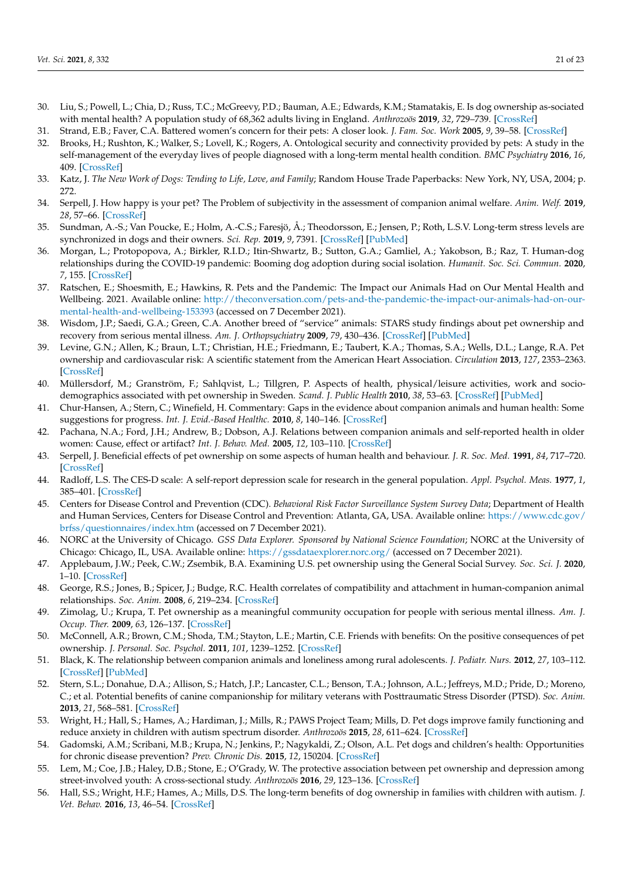30. Liu, S.; Powell, L.; Chia, D.; Russ, T.C.; McGreevy, P.D.; Bauman, A.E.; Edwards, K.M.; Stamatakis, E. Is dog ownership as-sociated with mental health? A population study of 68,362 adults living in England. *Anthrozoös* **2019**, *32*, 729–739. [CrossRef]
31. Strand, E.B.; Faver, C.A. Battered women's concern for their pets: A closer look. *J. Fam. Soc. Work* **2005**, *9*, 39–58. [CrossRef]
32. Brooks, H.; Rushton, K.; Walker, S.; Lovell, K.; Rogers, A. Ontological security and connectivity provided by pets: A study in the self-management of the everyday lives of people diagnosed with a long-term mental health condition. *BMC Psychiatry* **2016**, *16*, 409. [CrossRef]
33. Katz, J. *The New Work of Dogs: Tending to Life, Love, and Family*; Random House Trade Paperbacks: New York, NY, USA, 2004; p. 272.
34. Serpell, J. How happy is your pet? The Problem of subjectivity in the assessment of companion animal welfare. *Anim. Welf.* **2019**, *28*, 57–66. [CrossRef]
35. Sundman, A.-S.; Van Poucke, E.; Holm, A.-C.S.; Faresjö, Å.; Theodorsson, E.; Jensen, P.; Roth, L.S.V. Long-term stress levels are synchronized in dogs and their owners. *Sci. Rep.* **2019**, *9*, 7391. [CrossRef] [PubMed]
36. Morgan, L.; Protopopova, A.; Birkler, R.I.D.; Itin-Shwartz, B.; Sutton, G.A.; Gamliel, A.; Yakobson, B.; Raz, T. Human-dog relationships during the COVID-19 pandemic: Booming dog adoption during social isolation. *Humanit. Soc. Sci. Commun.* **2020**, *7*, 155. [CrossRef]
37. Ratschen, E.; Shoesmith, E.; Hawkins, R. Pets and the Pandemic: The Impact our Animals Had on Our Mental Health and Wellbeing. 2021. Available online: http://theconversation.com/pets-and-the-pandemic-the-impact-our-animals-had-on-our-mental-health-and-wellbeing-153393 (accessed on 7 December 2021).
38. Wisdom, J.P.; Saedi, G.A.; Green, C.A. Another breed of "service" animals: STARS study findings about pet ownership and recovery from serious mental illness. *Am. J. Orthopsychiatry* **2009**, *79*, 430–436. [CrossRef] [PubMed]
39. Levine, G.N.; Allen, K.; Braun, L.T.; Christian, H.E.; Friedmann, E.; Taubert, K.A.; Thomas, S.A.; Wells, D.L.; Lange, R.A. Pet ownership and cardiovascular risk: A scientific statement from the American Heart Association. *Circulation* **2013**, *127*, 2353–2363. [CrossRef]
40. Müllersdorf, M.; Granström, F.; Sahlqvist, L.; Tillgren, P. Aspects of health, physical/leisure activities, work and socio-demographics associated with pet ownership in Sweden. *Scand. J. Public Health* **2010**, *38*, 53–63. [CrossRef] [PubMed]
41. Chur-Hansen, A.; Stern, C.; Winefield, H. Commentary: Gaps in the evidence about companion animals and human health: Some suggestions for progress. *Int. J. Evid.-Based Healthc.* **2010**, *8*, 140–146. [CrossRef]
42. Pachana, N.A.; Ford, J.H.; Andrew, B.; Dobson, A.J. Relations between companion animals and self-reported health in older women: Cause, effect or artifact? *Int. J. Behav. Med.* **2005**, *12*, 103–110. [CrossRef]
43. Serpell, J. Beneficial effects of pet ownership on some aspects of human health and behaviour. *J. R. Soc. Med.* **1991**, *84*, 717–720. [CrossRef]
44. Radloff, L.S. The CES-D scale: A self-report depression scale for research in the general population. *Appl. Psychol. Meas.* **1977**, *1*, 385–401. [CrossRef]
45. Centers for Disease Control and Prevention (CDC). *Behavioral Risk Factor Surveillance System Survey Data*; Department of Health and Human Services, Centers for Disease Control and Prevention: Atlanta, GA, USA. Available online: https://www.cdc.gov/brfss/questionnaires/index.htm (accessed on 7 December 2021).
46. NORC at the University of Chicago. *GSS Data Explorer. Sponsored by National Science Foundation*; NORC at the University of Chicago: Chicago, IL, USA. Available online: https://gssdataexplorer.norc.org/ (accessed on 7 December 2021).
47. Applebaum, J.W.; Peek, C.W.; Zsembik, B.A. Examining U.S. pet ownership using the General Social Survey. *Soc. Sci. J.* **2020**, 1–10. [CrossRef]
48. George, R.S.; Jones, B.; Spicer, J.; Budge, R.C. Health correlates of compatibility and attachment in human-companion animal relationships. *Soc. Anim.* **2008**, *6*, 219–234. [CrossRef]
49. Zimolag, U.; Krupa, T. Pet ownership as a meaningful community occupation for people with serious mental illness. *Am. J. Occup. Ther.* **2009**, *63*, 126–137. [CrossRef]
50. McConnell, A.R.; Brown, C.M.; Shoda, T.M.; Stayton, L.E.; Martin, C.E. Friends with benefits: On the positive consequences of pet ownership. *J. Personal. Soc. Psychol.* **2011**, *101*, 1239–1252. [CrossRef]
51. Black, K. The relationship between companion animals and loneliness among rural adolescents. *J. Pediatr. Nurs.* **2012**, *27*, 103–112. [CrossRef] [PubMed]
52. Stern, S.L.; Donahue, D.A.; Allison, S.; Hatch, J.P.; Lancaster, C.L.; Benson, T.A.; Johnson, A.L.; Jeffreys, M.D.; Pride, D.; Moreno, C.; et al. Potential benefits of canine companionship for military veterans with Posttraumatic Stress Disorder (PTSD). *Soc. Anim.* **2013**, *21*, 568–581. [CrossRef]
53. Wright, H.; Hall, S.; Hames, A.; Hardiman, J.; Mills, R.; PAWS Project Team; Mills, D. Pet dogs improve family functioning and reduce anxiety in children with autism spectrum disorder. *Anthrozoös* **2015**, *28*, 611–624. [CrossRef]
54. Gadomski, A.M.; Scribani, M.B.; Krupa, N.; Jenkins, P.; Nagykaldi, Z.; Olson, A.L. Pet dogs and children's health: Opportunities for chronic disease prevention? *Prev. Chronic Dis.* **2015**, *12*, 150204. [CrossRef]
55. Lem, M.; Coe, J.B.; Haley, D.B.; Stone, E.; O'Grady, W. The protective association between pet ownership and depression among street-involved youth: A cross-sectional study. *Anthrozoös* **2016**, *29*, 123–136. [CrossRef]
56. Hall, S.S.; Wright, H.F.; Hames, A.; Mills, D.S. The long-term benefits of dog ownership in families with children with autism. *J. Vet. Behav.* **2016**, *13*, 46–54. [CrossRef]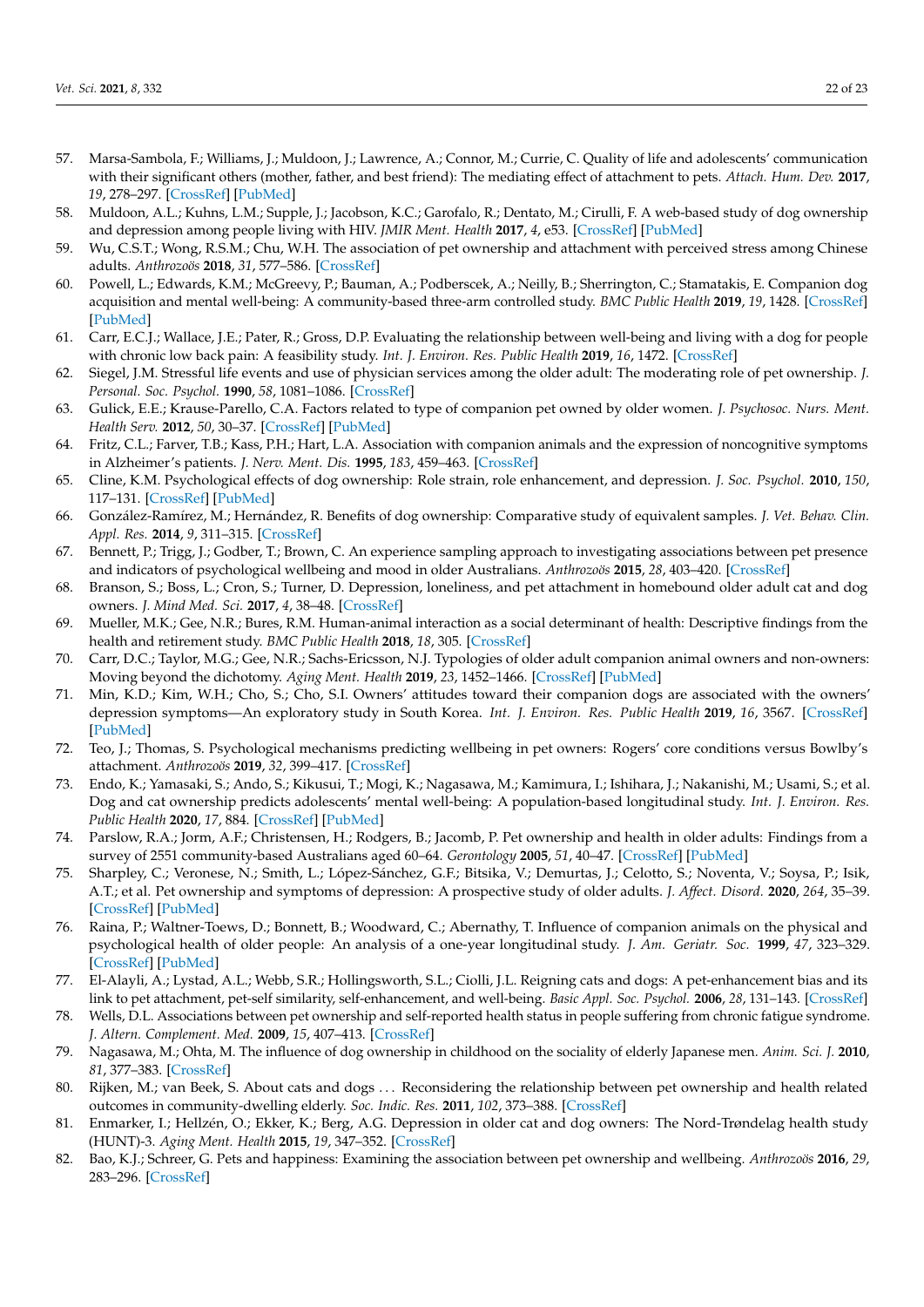57. Marsa-Sambola, F.; Williams, J.; Muldoon, J.; Lawrence, A.; Connor, M.; Currie, C. Quality of life and adolescents' communication with their significant others (mother, father, and best friend): The mediating effect of attachment to pets. *Attach. Hum. Dev.* **2017**, *19*, 278–297. [CrossRef] [PubMed]
58. Muldoon, A.L.; Kuhns, L.M.; Supple, J.; Jacobson, K.C.; Garofalo, R.; Dentato, M.; Cirulli, F. A web-based study of dog ownership and depression among people living with HIV. *JMIR Ment. Health* **2017**, *4*, e53. [CrossRef] [PubMed]
59. Wu, C.S.T.; Wong, R.S.M.; Chu, W.H. The association of pet ownership and attachment with perceived stress among Chinese adults. *Anthrozoös* **2018**, *31*, 577–586. [CrossRef]
60. Powell, L.; Edwards, K.M.; McGreevy, P.; Bauman, A.; Podberscek, A.; Neilly, B.; Sherrington, C.; Stamatakis, E. Companion dog acquisition and mental well-being: A community-based three-arm controlled study. *BMC Public Health* **2019**, *19*, 1428. [CrossRef] [PubMed]
61. Carr, E.C.J.; Wallace, J.E.; Pater, R.; Gross, D.P. Evaluating the relationship between well-being and living with a dog for people with chronic low back pain: A feasibility study. *Int. J. Environ. Res. Public Health* **2019**, *16*, 1472. [CrossRef]
62. Siegel, J.M. Stressful life events and use of physician services among the older adult: The moderating role of pet ownership. *J. Personal. Soc. Psychol.* **1990**, *58*, 1081–1086. [CrossRef]
63. Gulick, E.E.; Krause-Parello, C.A. Factors related to type of companion pet owned by older women. *J. Psychosoc. Nurs. Ment. Health Serv.* **2012**, *50*, 30–37. [CrossRef] [PubMed]
64. Fritz, C.L.; Farver, T.B.; Kass, P.H.; Hart, L.A. Association with companion animals and the expression of noncognitive symptoms in Alzheimer's patients. *J. Nerv. Ment. Dis.* **1995**, *183*, 459–463. [CrossRef]
65. Cline, K.M. Psychological effects of dog ownership: Role strain, role enhancement, and depression. *J. Soc. Psychol.* **2010**, *150*, 117–131. [CrossRef] [PubMed]
66. González-Ramírez, M.; Hernández, R. Benefits of dog ownership: Comparative study of equivalent samples. *J. Vet. Behav. Clin. Appl. Res.* **2014**, *9*, 311–315. [CrossRef]
67. Bennett, P.; Trigg, J.; Godber, T.; Brown, C. An experience sampling approach to investigating associations between pet presence and indicators of psychological wellbeing and mood in older Australians. *Anthrozoös* **2015**, *28*, 403–420. [CrossRef]
68. Branson, S.; Boss, L.; Cron, S.; Turner, D. Depression, loneliness, and pet attachment in homebound older adult cat and dog owners. *J. Mind Med. Sci.* **2017**, *4*, 38–48. [CrossRef]
69. Mueller, M.K.; Gee, N.R.; Bures, R.M. Human-animal interaction as a social determinant of health: Descriptive findings from the health and retirement study. *BMC Public Health* **2018**, *18*, 305. [CrossRef]
70. Carr, D.C.; Taylor, M.G.; Gee, N.R.; Sachs-Ericsson, N.J. Typologies of older adult companion animal owners and non-owners: Moving beyond the dichotomy. *Aging Ment. Health* **2019**, *23*, 1452–1466. [CrossRef] [PubMed]
71. Min, K.D.; Kim, W.H.; Cho, S.; Cho, S.I. Owners' attitudes toward their companion dogs are associated with the owners' depression symptoms—An exploratory study in South Korea. *Int. J. Environ. Res. Public Health* **2019**, *16*, 3567. [CrossRef] [PubMed]
72. Teo, J.; Thomas, S. Psychological mechanisms predicting wellbeing in pet owners: Rogers' core conditions versus Bowlby's attachment. *Anthrozoös* **2019**, *32*, 399–417. [CrossRef]
73. Endo, K.; Yamasaki, S.; Ando, S.; Kikusui, T.; Mogi, K.; Nagasawa, M.; Kamimura, I.; Ishihara, J.; Nakanishi, M.; Usami, S.; et al. Dog and cat ownership predicts adolescents' mental well-being: A population-based longitudinal study. *Int. J. Environ. Res. Public Health* **2020**, *17*, 884. [CrossRef] [PubMed]
74. Parslow, R.A.; Jorm, A.F.; Christensen, H.; Rodgers, B.; Jacomb, P. Pet ownership and health in older adults: Findings from a survey of 2551 community-based Australians aged 60–64. *Gerontology* **2005**, *51*, 40–47. [CrossRef] [PubMed]
75. Sharpley, C.; Veronese, N.; Smith, L.; López-Sánchez, G.F.; Bitsika, V.; Demurtas, J.; Celotto, S.; Noventa, V.; Soysa, P.; Isik, A.T.; et al. Pet ownership and symptoms of depression: A prospective study of older adults. *J. Affect. Disord.* **2020**, *264*, 35–39. [CrossRef] [PubMed]
76. Raina, P.; Waltner-Toews, D.; Bonnett, B.; Woodward, C.; Abernathy, T. Influence of companion animals on the physical and psychological health of older people: An analysis of a one-year longitudinal study. *J. Am. Geriatr. Soc.* **1999**, *47*, 323–329. [CrossRef] [PubMed]
77. El-Alayli, A.; Lystad, A.L.; Webb, S.R.; Hollingsworth, S.L.; Ciolli, J.L. Reigning cats and dogs: A pet-enhancement bias and its link to pet attachment, pet-self similarity, self-enhancement, and well-being. *Basic Appl. Soc. Psychol.* **2006**, *28*, 131–143. [CrossRef]
78. Wells, D.L. Associations between pet ownership and self-reported health status in people suffering from chronic fatigue syndrome. *J. Altern. Complement. Med.* **2009**, *15*, 407–413. [CrossRef]
79. Nagasawa, M.; Ohta, M. The influence of dog ownership in childhood on the sociality of elderly Japanese men. *Anim. Sci. J.* **2010**, *81*, 377–383. [CrossRef]
80. Rijken, M.; van Beek, S. About cats and dogs ... Reconsidering the relationship between pet ownership and health related outcomes in community-dwelling elderly. *Soc. Indic. Res.* **2011**, *102*, 373–388. [CrossRef]
81. Enmarker, I.; Hellzén, O.; Ekker, K.; Berg, A.G. Depression in older cat and dog owners: The Nord-Trøndelag health study (HUNT)-3. *Aging Ment. Health* **2015**, *19*, 347–352. [CrossRef]
82. Bao, K.J.; Schreer, G. Pets and happiness: Examining the association between pet ownership and wellbeing. *Anthrozoös* **2016**, *29*, 283–296. [CrossRef]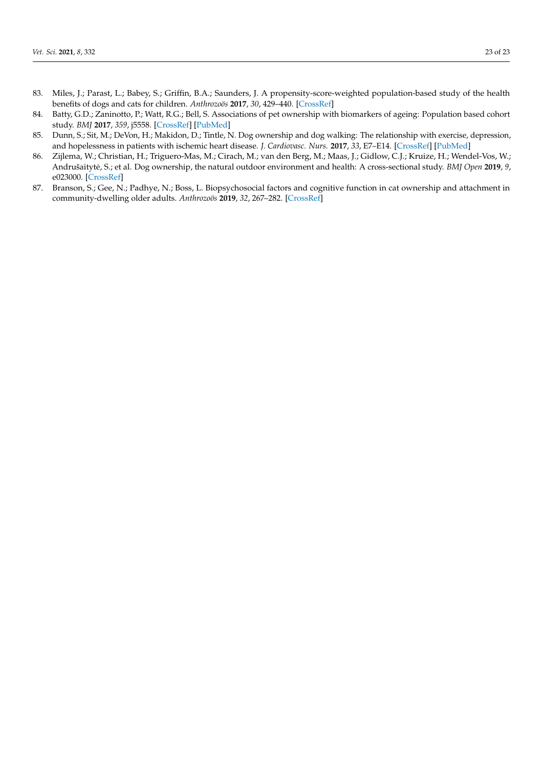83. Miles, J.; Parast, L.; Babey, S.; Griffin, B.A.; Saunders, J. A propensity-score-weighted population-based study of the health benefits of dogs and cats for children. *Anthrozoös* **2017**, *30*, 429–440. [CrossRef]
84. Batty, G.D.; Zaninotto, P.; Watt, R.G.; Bell, S. Associations of pet ownership with biomarkers of ageing: Population based cohort study. *BMJ* **2017**, *359*, j5558. [CrossRef] [PubMed]
85. Dunn, S.; Sit, M.; DeVon, H.; Makidon, D.; Tintle, N. Dog ownership and dog walking: The relationship with exercise, depression, and hopelessness in patients with ischemic heart disease. *J. Cardiovasc. Nurs.* **2017**, *33*, E7–E14. [CrossRef] [PubMed]
86. Zijlema, W.; Christian, H.; Triguero-Mas, M.; Cirach, M.; van den Berg, M.; Maas, J.; Gidlow, C.J.; Kruize, H.; Wendel-Vos, W.; Andrušaitytė, S.; et al. Dog ownership, the natural outdoor environment and health: A cross-sectional study. *BMJ Open* **2019**, *9*, e023000. [CrossRef]
87. Branson, S.; Gee, N.; Padhye, N.; Boss, L. Biopsychosocial factors and cognitive function in cat ownership and attachment in community-dwelling older adults. *Anthrozoös* **2019**, *32*, 267–282. [CrossRef]